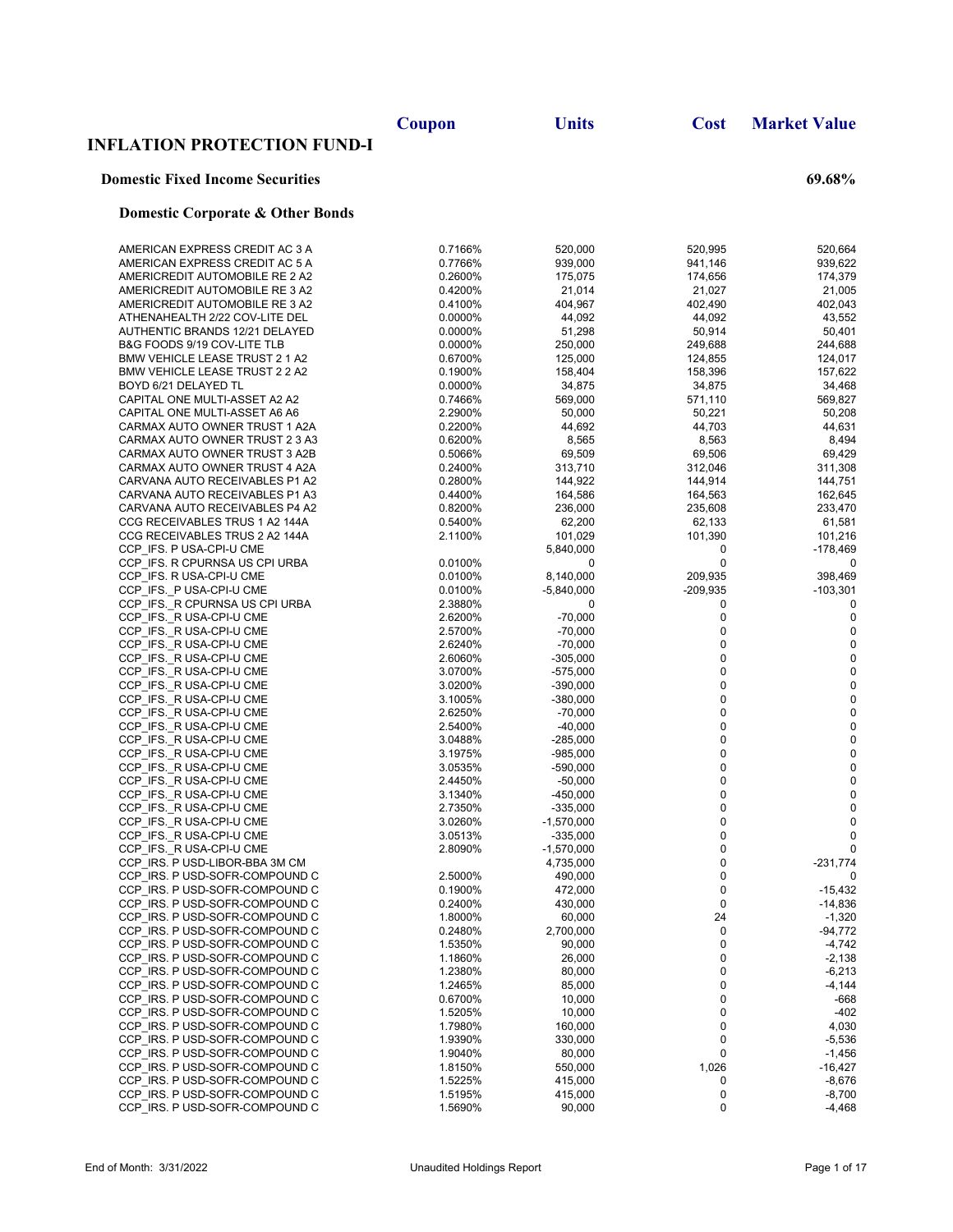# INFLATION PROTECTION FUND-I

## Domestic Fixed Income Securities — 69.68%

### Domestic Corporate & Other Bonds

| | Coupon | Units | Cost | Market Value |
|---|---|---|---|---|
| AMERICAN EXPRESS CREDIT AC 3 A | 0.7166% | 520,000 | 520,995 | 520,664 |
| AMERICAN EXPRESS CREDIT AC 5 A | 0.7766% | 939,000 | 941,146 | 939,622 |
| AMERICREDIT AUTOMOBILE RE 2 A2 | 0.2600% | 175,075 | 174,656 | 174,379 |
| AMERICREDIT AUTOMOBILE RE 3 A2 | 0.4200% | 21,014 | 21,027 | 21,005 |
| AMERICREDIT AUTOMOBILE RE 3 A2 | 0.4100% | 404,967 | 402,490 | 402,043 |
| ATHENAHEALTH 2/22 COV-LITE DEL | 0.0000% | 44,092 | 44,092 | 43,552 |
| AUTHENTIC BRANDS 12/21 DELAYED | 0.0000% | 51,298 | 50,914 | 50,401 |
| B&G FOODS 9/19 COV-LITE TLB | 0.0000% | 250,000 | 249,688 | 244,688 |
| BMW VEHICLE LEASE TRUST 2 1 A2 | 0.6700% | 125,000 | 124,855 | 124,017 |
| BMW VEHICLE LEASE TRUST 2 2 A2 | 0.1900% | 158,404 | 158,396 | 157,622 |
| BOYD 6/21 DELAYED TL | 0.0000% | 34,875 | 34,875 | 34,468 |
| CAPITAL ONE MULTI-ASSET A2 A2 | 0.7466% | 569,000 | 571,110 | 569,827 |
| CAPITAL ONE MULTI-ASSET A6 A6 | 2.2900% | 50,000 | 50,221 | 50,208 |
| CARMAX AUTO OWNER TRUST 1 A2A | 0.2200% | 44,692 | 44,703 | 44,631 |
| CARMAX AUTO OWNER TRUST 2 3 A3 | 0.6200% | 8,565 | 8,563 | 8,494 |
| CARMAX AUTO OWNER TRUST 3 A2B | 0.5066% | 69,509 | 69,506 | 69,429 |
| CARMAX AUTO OWNER TRUST 4 A2A | 0.2400% | 313,710 | 312,046 | 311,308 |
| CARVANA AUTO RECEIVABLES P1 A2 | 0.2800% | 144,922 | 144,914 | 144,751 |
| CARVANA AUTO RECEIVABLES P1 A3 | 0.4400% | 164,586 | 164,563 | 162,645 |
| CARVANA AUTO RECEIVABLES P4 A2 | 0.8200% | 236,000 | 235,608 | 233,470 |
| CCG RECEIVABLES TRUS 1 A2 144A | 0.5400% | 62,200 | 62,133 | 61,581 |
| CCG RECEIVABLES TRUS 2 A2 144A | 2.1100% | 101,029 | 101,390 | 101,216 |
| CCP_IFS. P USA-CPI-U CME | | 5,840,000 | 0 | -178,469 |
| CCP_IFS. R CPURNSA US CPI URBA | 0.0100% | 0 | 0 | 0 |
| CCP_IFS. R USA-CPI-U CME | 0.0100% | 8,140,000 | 209,935 | 398,469 |
| CCP_IFS._P USA-CPI-U CME | 0.0100% | -5,840,000 | -209,935 | -103,301 |
| CCP_IFS._R CPURNSA US CPI URBA | 2.3880% | 0 | 0 | 0 |
| CCP_IFS._R USA-CPI-U CME | 2.6200% | -70,000 | 0 | 0 |
| CCP_IFS._R USA-CPI-U CME | 2.5700% | -70,000 | 0 | 0 |
| CCP_IFS._R USA-CPI-U CME | 2.6240% | -70,000 | 0 | 0 |
| CCP_IFS._R USA-CPI-U CME | 2.6060% | -305,000 | 0 | 0 |
| CCP_IFS._R USA-CPI-U CME | 3.0700% | -575,000 | 0 | 0 |
| CCP_IFS._R USA-CPI-U CME | 3.0200% | -390,000 | 0 | 0 |
| CCP_IFS._R USA-CPI-U CME | 3.1005% | -380,000 | 0 | 0 |
| CCP_IFS._R USA-CPI-U CME | 2.6250% | -70,000 | 0 | 0 |
| CCP_IFS._R USA-CPI-U CME | 2.5400% | -40,000 | 0 | 0 |
| CCP_IFS._R USA-CPI-U CME | 3.0488% | -285,000 | 0 | 0 |
| CCP_IFS._R USA-CPI-U CME | 3.1975% | -985,000 | 0 | 0 |
| CCP_IFS._R USA-CPI-U CME | 3.0535% | -590,000 | 0 | 0 |
| CCP_IFS._R USA-CPI-U CME | 2.4450% | -50,000 | 0 | 0 |
| CCP_IFS._R USA-CPI-U CME | 3.1340% | -450,000 | 0 | 0 |
| CCP_IFS._R USA-CPI-U CME | 2.7350% | -335,000 | 0 | 0 |
| CCP_IFS._R USA-CPI-U CME | 3.0260% | -1,570,000 | 0 | 0 |
| CCP_IFS._R USA-CPI-U CME | 3.0513% | -335,000 | 0 | 0 |
| CCP_IFS._R USA-CPI-U CME | 2.8090% | -1,570,000 | 0 | 0 |
| CCP_IRS. P USD-LIBOR-BBA 3M CM | | 4,735,000 | 0 | -231,774 |
| CCP_IRS. P USD-SOFR-COMPOUND C | 2.5000% | 490,000 | 0 | 0 |
| CCP_IRS. P USD-SOFR-COMPOUND C | 0.1900% | 472,000 | 0 | -15,432 |
| CCP_IRS. P USD-SOFR-COMPOUND C | 0.2400% | 430,000 | 0 | -14,836 |
| CCP_IRS. P USD-SOFR-COMPOUND C | 1.8000% | 60,000 | 24 | -1,320 |
| CCP_IRS. P USD-SOFR-COMPOUND C | 0.2480% | 2,700,000 | 0 | -94,772 |
| CCP_IRS. P USD-SOFR-COMPOUND C | 1.5350% | 90,000 | 0 | -4,742 |
| CCP_IRS. P USD-SOFR-COMPOUND C | 1.1860% | 26,000 | 0 | -2,138 |
| CCP_IRS. P USD-SOFR-COMPOUND C | 1.2380% | 80,000 | 0 | -6,213 |
| CCP_IRS. P USD-SOFR-COMPOUND C | 1.2465% | 85,000 | 0 | -4,144 |
| CCP_IRS. P USD-SOFR-COMPOUND C | 0.6700% | 10,000 | 0 | -668 |
| CCP_IRS. P USD-SOFR-COMPOUND C | 1.5205% | 10,000 | 0 | -402 |
| CCP_IRS. P USD-SOFR-COMPOUND C | 1.7980% | 160,000 | 0 | 4,030 |
| CCP_IRS. P USD-SOFR-COMPOUND C | 1.9390% | 330,000 | 0 | -5,536 |
| CCP_IRS. P USD-SOFR-COMPOUND C | 1.9040% | 80,000 | 0 | -1,456 |
| CCP_IRS. P USD-SOFR-COMPOUND C | 1.8150% | 550,000 | 1,026 | -16,427 |
| CCP_IRS. P USD-SOFR-COMPOUND C | 1.5225% | 415,000 | 0 | -8,676 |
| CCP_IRS. P USD-SOFR-COMPOUND C | 1.5195% | 415,000 | 0 | -8,700 |
| CCP_IRS. P USD-SOFR-COMPOUND C | 1.5690% | 90,000 | 0 | -4,468 |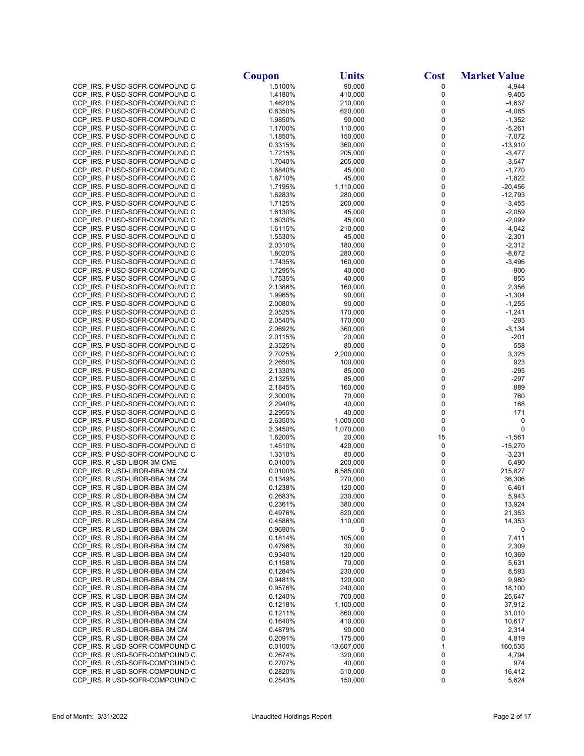| | Coupon | Units | Cost | Market Value |
|---|---|---|---|---|
| CCP_IRS. P USD-SOFR-COMPOUND C | 1.5100% | 90,000 | 0 | -4,944 |
| CCP_IRS. P USD-SOFR-COMPOUND C | 1.4180% | 410,000 | 0 | -9,405 |
| CCP_IRS. P USD-SOFR-COMPOUND C | 1.4620% | 210,000 | 0 | -4,637 |
| CCP_IRS. P USD-SOFR-COMPOUND C | 0.8350% | 620,000 | 0 | -4,085 |
| CCP_IRS. P USD-SOFR-COMPOUND C | 1.9850% | 90,000 | 0 | -1,352 |
| CCP_IRS. P USD-SOFR-COMPOUND C | 1.1700% | 110,000 | 0 | -5,261 |
| CCP_IRS. P USD-SOFR-COMPOUND C | 1.1850% | 150,000 | 0 | -7,072 |
| CCP_IRS. P USD-SOFR-COMPOUND C | 0.3315% | 360,000 | 0 | -13,910 |
| CCP_IRS. P USD-SOFR-COMPOUND C | 1.7215% | 205,000 | 0 | -3,477 |
| CCP_IRS. P USD-SOFR-COMPOUND C | 1.7040% | 205,000 | 0 | -3,547 |
| CCP_IRS. P USD-SOFR-COMPOUND C | 1.6840% | 45,000 | 0 | -1,770 |
| CCP_IRS. P USD-SOFR-COMPOUND C | 1.6710% | 45,000 | 0 | -1,822 |
| CCP_IRS. P USD-SOFR-COMPOUND C | 1.7195% | 1,110,000 | 0 | -20,456 |
| CCP_IRS. P USD-SOFR-COMPOUND C | 1.6283% | 280,000 | 0 | -12,793 |
| CCP_IRS. P USD-SOFR-COMPOUND C | 1.7125% | 200,000 | 0 | -3,455 |
| CCP_IRS. P USD-SOFR-COMPOUND C | 1.6130% | 45,000 | 0 | -2,059 |
| CCP_IRS. P USD-SOFR-COMPOUND C | 1.6030% | 45,000 | 0 | -2,099 |
| CCP_IRS. P USD-SOFR-COMPOUND C | 1.6115% | 210,000 | 0 | -4,042 |
| CCP_IRS. P USD-SOFR-COMPOUND C | 1.5530% | 45,000 | 0 | -2,301 |
| CCP_IRS. P USD-SOFR-COMPOUND C | 2.0310% | 180,000 | 0 | -2,312 |
| CCP_IRS. P USD-SOFR-COMPOUND C | 1.8020% | 280,000 | 0 | -8,672 |
| CCP_IRS. P USD-SOFR-COMPOUND C | 1.7435% | 160,000 | 0 | -3,496 |
| CCP_IRS. P USD-SOFR-COMPOUND C | 1.7295% | 40,000 | 0 | -900 |
| CCP_IRS. P USD-SOFR-COMPOUND C | 1.7535% | 40,000 | 0 | -855 |
| CCP_IRS. P USD-SOFR-COMPOUND C | 2.1386% | 160,000 | 0 | 2,356 |
| CCP_IRS. P USD-SOFR-COMPOUND C | 1.9965% | 90,000 | 0 | -1,304 |
| CCP_IRS. P USD-SOFR-COMPOUND C | 2.0080% | 90,000 | 0 | -1,255 |
| CCP_IRS. P USD-SOFR-COMPOUND C | 2.0525% | 170,000 | 0 | -1,241 |
| CCP_IRS. P USD-SOFR-COMPOUND C | 2.0540% | 170,000 | 0 | -293 |
| CCP_IRS. P USD-SOFR-COMPOUND C | 2.0692% | 360,000 | 0 | -3,134 |
| CCP_IRS. P USD-SOFR-COMPOUND C | 2.0115% | 20,000 | 0 | -201 |
| CCP_IRS. P USD-SOFR-COMPOUND C | 2.3525% | 80,000 | 0 | 558 |
| CCP_IRS. P USD-SOFR-COMPOUND C | 2.7025% | 2,200,000 | 0 | 3,325 |
| CCP_IRS. P USD-SOFR-COMPOUND C | 2.2650% | 100,000 | 0 | 923 |
| CCP_IRS. P USD-SOFR-COMPOUND C | 2.1330% | 85,000 | 0 | -295 |
| CCP_IRS. P USD-SOFR-COMPOUND C | 2.1325% | 85,000 | 0 | -297 |
| CCP_IRS. P USD-SOFR-COMPOUND C | 2.1845% | 160,000 | 0 | 889 |
| CCP_IRS. P USD-SOFR-COMPOUND C | 2.3000% | 70,000 | 0 | 760 |
| CCP_IRS. P USD-SOFR-COMPOUND C | 2.2940% | 40,000 | 0 | 168 |
| CCP_IRS. P USD-SOFR-COMPOUND C | 2.2955% | 40,000 | 0 | 171 |
| CCP_IRS. P USD-SOFR-COMPOUND C | 2.6350% | 1,000,000 | 0 | 0 |
| CCP_IRS. P USD-SOFR-COMPOUND C | 2.3450% | 1,070,000 | 0 | 0 |
| CCP_IRS. P USD-SOFR-COMPOUND C | 1.6200% | 20,000 | 15 | -1,561 |
| CCP_IRS. P USD-SOFR-COMPOUND C | 1.4510% | 420,000 | 0 | -15,270 |
| CCP_IRS. P USD-SOFR-COMPOUND C | 1.3310% | 80,000 | 0 | -3,231 |
| CCP_IRS. R USD-LIBOR 3M CME | 0.0100% | 200,000 | 0 | 6,490 |
| CCP_IRS. R USD-LIBOR-BBA 3M CM | 0.0100% | 6,585,000 | 0 | 215,827 |
| CCP_IRS. R USD-LIBOR-BBA 3M CM | 0.1349% | 270,000 | 0 | 36,306 |
| CCP_IRS. R USD-LIBOR-BBA 3M CM | 0.1238% | 120,000 | 0 | 6,461 |
| CCP_IRS. R USD-LIBOR-BBA 3M CM | 0.2683% | 230,000 | 0 | 5,943 |
| CCP_IRS. R USD-LIBOR-BBA 3M CM | 0.2361% | 380,000 | 0 | 13,924 |
| CCP_IRS. R USD-LIBOR-BBA 3M CM | 0.4976% | 820,000 | 0 | 21,353 |
| CCP_IRS. R USD-LIBOR-BBA 3M CM | 0.4586% | 110,000 | 0 | 14,353 |
| CCP_IRS. R USD-LIBOR-BBA 3M CM | 0.9690% | 0 | 0 | 0 |
| CCP_IRS. R USD-LIBOR-BBA 3M CM | 0.1814% | 105,000 | 0 | 7,411 |
| CCP_IRS. R USD-LIBOR-BBA 3M CM | 0.4796% | 30,000 | 0 | 2,309 |
| CCP_IRS. R USD-LIBOR-BBA 3M CM | 0.9340% | 120,000 | 0 | 10,369 |
| CCP_IRS. R USD-LIBOR-BBA 3M CM | 0.1158% | 70,000 | 0 | 5,631 |
| CCP_IRS. R USD-LIBOR-BBA 3M CM | 0.1284% | 230,000 | 0 | 8,593 |
| CCP_IRS. R USD-LIBOR-BBA 3M CM | 0.9481% | 120,000 | 0 | 9,980 |
| CCP_IRS. R USD-LIBOR-BBA 3M CM | 0.9576% | 240,000 | 0 | 18,100 |
| CCP_IRS. R USD-LIBOR-BBA 3M CM | 0.1240% | 700,000 | 0 | 25,647 |
| CCP_IRS. R USD-LIBOR-BBA 3M CM | 0.1218% | 1,100,000 | 0 | 37,912 |
| CCP_IRS. R USD-LIBOR-BBA 3M CM | 0.1211% | 860,000 | 0 | 31,010 |
| CCP_IRS. R USD-LIBOR-BBA 3M CM | 0.1640% | 410,000 | 0 | 10,617 |
| CCP_IRS. R USD-LIBOR-BBA 3M CM | 0.4879% | 90,000 | 0 | 2,314 |
| CCP_IRS. R USD-LIBOR-BBA 3M CM | 0.2091% | 175,000 | 0 | 4,819 |
| CCP_IRS. R USD-SOFR-COMPOUND C | 0.0100% | 13,607,000 | 1 | 160,535 |
| CCP_IRS. R USD-SOFR-COMPOUND C | 0.2674% | 320,000 | 0 | 4,794 |
| CCP_IRS. R USD-SOFR-COMPOUND C | 0.2707% | 40,000 | 0 | 974 |
| CCP_IRS. R USD-SOFR-COMPOUND C | 0.2820% | 510,000 | 0 | 16,412 |
| CCP_IRS. R USD-SOFR-COMPOUND C | 0.2543% | 150,000 | 0 | 5,624 |

End of Month: 3/31/2022 Unaudited Holdings Report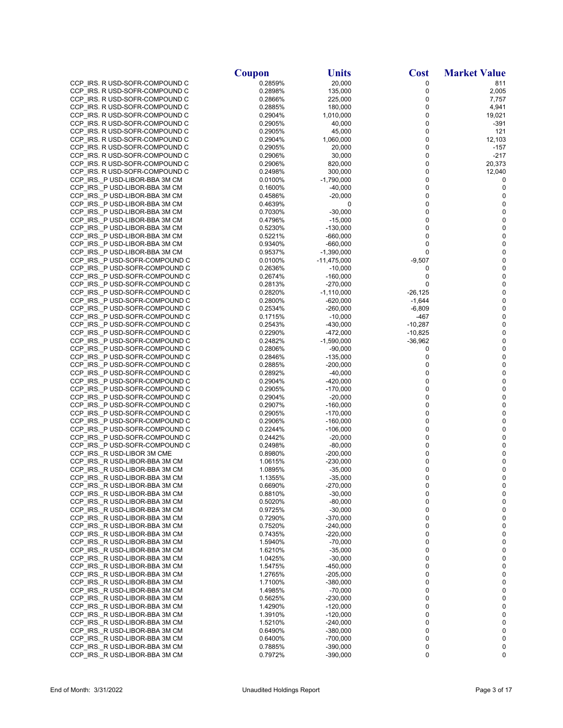| | Coupon | Units | Cost | Market Value |
|---|---|---|---|---|
| CCP_IRS. R USD-SOFR-COMPOUND C | 0.2859% | 20,000 | 0 | 811 |
| CCP_IRS. R USD-SOFR-COMPOUND C | 0.2898% | 135,000 | 0 | 2,005 |
| CCP_IRS. R USD-SOFR-COMPOUND C | 0.2866% | 225,000 | 0 | 7,757 |
| CCP_IRS. R USD-SOFR-COMPOUND C | 0.2885% | 180,000 | 0 | 4,941 |
| CCP_IRS. R USD-SOFR-COMPOUND C | 0.2904% | 1,010,000 | 0 | 19,021 |
| CCP_IRS. R USD-SOFR-COMPOUND C | 0.2905% | 40,000 | 0 | -391 |
| CCP_IRS. R USD-SOFR-COMPOUND C | 0.2905% | 45,000 | 0 | 121 |
| CCP_IRS. R USD-SOFR-COMPOUND C | 0.2904% | 1,060,000 | 0 | 12,103 |
| CCP_IRS. R USD-SOFR-COMPOUND C | 0.2905% | 20,000 | 0 | -157 |
| CCP_IRS. R USD-SOFR-COMPOUND C | 0.2906% | 30,000 | 0 | -217 |
| CCP_IRS. R USD-SOFR-COMPOUND C | 0.2906% | 820,000 | 0 | 20,373 |
| CCP_IRS. R USD-SOFR-COMPOUND C | 0.2498% | 300,000 | 0 | 12,040 |
| CCP_IRS._P USD-LIBOR-BBA 3M CM | 0.0100% | -1,790,000 | 0 | 0 |
| CCP_IRS._P USD-LIBOR-BBA 3M CM | 0.1600% | -40,000 | 0 | 0 |
| CCP_IRS._P USD-LIBOR-BBA 3M CM | 0.4586% | -20,000 | 0 | 0 |
| CCP_IRS._P USD-LIBOR-BBA 3M CM | 0.4639% | 0 | 0 | 0 |
| CCP_IRS._P USD-LIBOR-BBA 3M CM | 0.7030% | -30,000 | 0 | 0 |
| CCP_IRS._P USD-LIBOR-BBA 3M CM | 0.4796% | -15,000 | 0 | 0 |
| CCP_IRS._P USD-LIBOR-BBA 3M CM | 0.5230% | -130,000 | 0 | 0 |
| CCP_IRS._P USD-LIBOR-BBA 3M CM | 0.5221% | -660,000 | 0 | 0 |
| CCP_IRS._P USD-LIBOR-BBA 3M CM | 0.9340% | -660,000 | 0 | 0 |
| CCP_IRS._P USD-LIBOR-BBA 3M CM | 0.9537% | -1,390,000 | 0 | 0 |
| CCP_IRS._P USD-SOFR-COMPOUND C | 0.0100% | -11,475,000 | -9,507 | 0 |
| CCP_IRS._P USD-SOFR-COMPOUND C | 0.2636% | -10,000 | 0 | 0 |
| CCP_IRS._P USD-SOFR-COMPOUND C | 0.2674% | -160,000 | 0 | 0 |
| CCP_IRS._P USD-SOFR-COMPOUND C | 0.2813% | -270,000 | 0 | 0 |
| CCP_IRS._P USD-SOFR-COMPOUND C | 0.2820% | -1,110,000 | -26,125 | 0 |
| CCP_IRS._P USD-SOFR-COMPOUND C | 0.2800% | -620,000 | -1,644 | 0 |
| CCP_IRS._P USD-SOFR-COMPOUND C | 0.2534% | -260,000 | -6,809 | 0 |
| CCP_IRS._P USD-SOFR-COMPOUND C | 0.1715% | -10,000 | -467 | 0 |
| CCP_IRS._P USD-SOFR-COMPOUND C | 0.2543% | -430,000 | -10,287 | 0 |
| CCP_IRS._P USD-SOFR-COMPOUND C | 0.2290% | -472,000 | -10,825 | 0 |
| CCP_IRS._P USD-SOFR-COMPOUND C | 0.2482% | -1,590,000 | -36,962 | 0 |
| CCP_IRS._P USD-SOFR-COMPOUND C | 0.2806% | -90,000 | 0 | 0 |
| CCP_IRS._P USD-SOFR-COMPOUND C | 0.2846% | -135,000 | 0 | 0 |
| CCP_IRS._P USD-SOFR-COMPOUND C | 0.2885% | -200,000 | 0 | 0 |
| CCP_IRS._P USD-SOFR-COMPOUND C | 0.2892% | -40,000 | 0 | 0 |
| CCP_IRS._P USD-SOFR-COMPOUND C | 0.2904% | -420,000 | 0 | 0 |
| CCP_IRS._P USD-SOFR-COMPOUND C | 0.2905% | -170,000 | 0 | 0 |
| CCP_IRS._P USD-SOFR-COMPOUND C | 0.2904% | -20,000 | 0 | 0 |
| CCP_IRS._P USD-SOFR-COMPOUND C | 0.2907% | -160,000 | 0 | 0 |
| CCP_IRS._P USD-SOFR-COMPOUND C | 0.2905% | -170,000 | 0 | 0 |
| CCP_IRS._P USD-SOFR-COMPOUND C | 0.2906% | -160,000 | 0 | 0 |
| CCP_IRS._P USD-SOFR-COMPOUND C | 0.2244% | -106,000 | 0 | 0 |
| CCP_IRS._P USD-SOFR-COMPOUND C | 0.2442% | -20,000 | 0 | 0 |
| CCP_IRS._P USD-SOFR-COMPOUND C | 0.2498% | -80,000 | 0 | 0 |
| CCP_IRS._R USD-LIBOR 3M CME | 0.8980% | -200,000 | 0 | 0 |
| CCP_IRS._R USD-LIBOR-BBA 3M CM | 1.0615% | -230,000 | 0 | 0 |
| CCP_IRS._R USD-LIBOR-BBA 3M CM | 1.0895% | -35,000 | 0 | 0 |
| CCP_IRS._R USD-LIBOR-BBA 3M CM | 1.1355% | -35,000 | 0 | 0 |
| CCP_IRS._R USD-LIBOR-BBA 3M CM | 0.6690% | -270,000 | 0 | 0 |
| CCP_IRS._R USD-LIBOR-BBA 3M CM | 0.8810% | -30,000 | 0 | 0 |
| CCP_IRS._R USD-LIBOR-BBA 3M CM | 0.5020% | -80,000 | 0 | 0 |
| CCP_IRS._R USD-LIBOR-BBA 3M CM | 0.9725% | -30,000 | 0 | 0 |
| CCP_IRS._R USD-LIBOR-BBA 3M CM | 0.7290% | -370,000 | 0 | 0 |
| CCP_IRS._R USD-LIBOR-BBA 3M CM | 0.7520% | -240,000 | 0 | 0 |
| CCP_IRS._R USD-LIBOR-BBA 3M CM | 0.7435% | -220,000 | 0 | 0 |
| CCP_IRS._R USD-LIBOR-BBA 3M CM | 1.5940% | -70,000 | 0 | 0 |
| CCP_IRS._R USD-LIBOR-BBA 3M CM | 1.6210% | -35,000 | 0 | 0 |
| CCP_IRS._R USD-LIBOR-BBA 3M CM | 1.0425% | -30,000 | 0 | 0 |
| CCP_IRS._R USD-LIBOR-BBA 3M CM | 1.5475% | -450,000 | 0 | 0 |
| CCP_IRS._R USD-LIBOR-BBA 3M CM | 1.2765% | -205,000 | 0 | 0 |
| CCP_IRS._R USD-LIBOR-BBA 3M CM | 1.7100% | -380,000 | 0 | 0 |
| CCP_IRS._R USD-LIBOR-BBA 3M CM | 1.4985% | -70,000 | 0 | 0 |
| CCP_IRS._R USD-LIBOR-BBA 3M CM | 0.5625% | -230,000 | 0 | 0 |
| CCP_IRS._R USD-LIBOR-BBA 3M CM | 1.4290% | -120,000 | 0 | 0 |
| CCP_IRS._R USD-LIBOR-BBA 3M CM | 1.3910% | -120,000 | 0 | 0 |
| CCP_IRS._R USD-LIBOR-BBA 3M CM | 1.5210% | -240,000 | 0 | 0 |
| CCP_IRS._R USD-LIBOR-BBA 3M CM | 0.6490% | -380,000 | 0 | 0 |
| CCP_IRS._R USD-LIBOR-BBA 3M CM | 0.6400% | -700,000 | 0 | 0 |
| CCP_IRS._R USD-LIBOR-BBA 3M CM | 0.7885% | -390,000 | 0 | 0 |
| CCP_IRS._R USD-LIBOR-BBA 3M CM | 0.7972% | -390,000 | 0 | 0 |

End of Month: 3/31/2022 Unaudited Holdings Report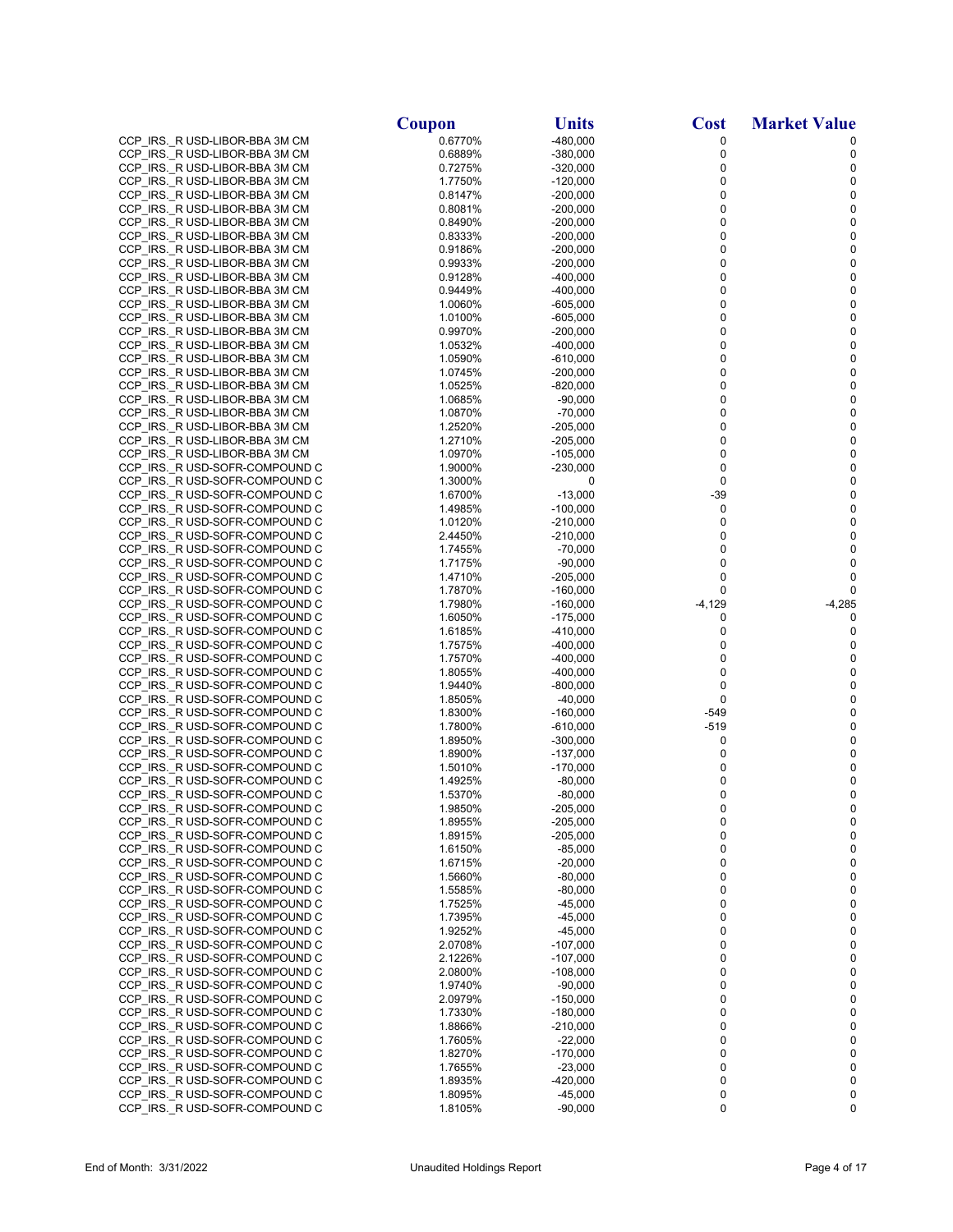| | Coupon | Units | Cost | Market Value |
|---|---|---|---|---|
| CCP_IRS._R USD-LIBOR-BBA 3M CM | 0.6770% | -480,000 | 0 | 0 |
| CCP_IRS._R USD-LIBOR-BBA 3M CM | 0.6889% | -380,000 | 0 | 0 |
| CCP_IRS._R USD-LIBOR-BBA 3M CM | 0.7275% | -320,000 | 0 | 0 |
| CCP_IRS._R USD-LIBOR-BBA 3M CM | 1.7750% | -120,000 | 0 | 0 |
| CCP_IRS._R USD-LIBOR-BBA 3M CM | 0.8147% | -200,000 | 0 | 0 |
| CCP_IRS._R USD-LIBOR-BBA 3M CM | 0.8081% | -200,000 | 0 | 0 |
| CCP_IRS._R USD-LIBOR-BBA 3M CM | 0.8490% | -200,000 | 0 | 0 |
| CCP_IRS._R USD-LIBOR-BBA 3M CM | 0.8333% | -200,000 | 0 | 0 |
| CCP_IRS._R USD-LIBOR-BBA 3M CM | 0.9186% | -200,000 | 0 | 0 |
| CCP_IRS._R USD-LIBOR-BBA 3M CM | 0.9933% | -200,000 | 0 | 0 |
| CCP_IRS._R USD-LIBOR-BBA 3M CM | 0.9128% | -400,000 | 0 | 0 |
| CCP_IRS._R USD-LIBOR-BBA 3M CM | 0.9449% | -400,000 | 0 | 0 |
| CCP_IRS._R USD-LIBOR-BBA 3M CM | 1.0060% | -605,000 | 0 | 0 |
| CCP_IRS._R USD-LIBOR-BBA 3M CM | 1.0100% | -605,000 | 0 | 0 |
| CCP_IRS._R USD-LIBOR-BBA 3M CM | 0.9970% | -200,000 | 0 | 0 |
| CCP_IRS._R USD-LIBOR-BBA 3M CM | 1.0532% | -400,000 | 0 | 0 |
| CCP_IRS._R USD-LIBOR-BBA 3M CM | 1.0590% | -610,000 | 0 | 0 |
| CCP_IRS._R USD-LIBOR-BBA 3M CM | 1.0745% | -200,000 | 0 | 0 |
| CCP_IRS._R USD-LIBOR-BBA 3M CM | 1.0525% | -820,000 | 0 | 0 |
| CCP_IRS._R USD-LIBOR-BBA 3M CM | 1.0685% | -90,000 | 0 | 0 |
| CCP_IRS._R USD-LIBOR-BBA 3M CM | 1.0870% | -70,000 | 0 | 0 |
| CCP_IRS._R USD-LIBOR-BBA 3M CM | 1.2520% | -205,000 | 0 | 0 |
| CCP_IRS._R USD-LIBOR-BBA 3M CM | 1.2710% | -205,000 | 0 | 0 |
| CCP_IRS._R USD-LIBOR-BBA 3M CM | 1.0970% | -105,000 | 0 | 0 |
| CCP_IRS._R USD-SOFR-COMPOUND C | 1.9000% | -230,000 | 0 | 0 |
| CCP_IRS._R USD-SOFR-COMPOUND C | 1.3000% | 0 | 0 | 0 |
| CCP_IRS._R USD-SOFR-COMPOUND C | 1.6700% | -13,000 | -39 | 0 |
| CCP_IRS._R USD-SOFR-COMPOUND C | 1.4985% | -100,000 | 0 | 0 |
| CCP_IRS._R USD-SOFR-COMPOUND C | 1.0120% | -210,000 | 0 | 0 |
| CCP_IRS._R USD-SOFR-COMPOUND C | 2.4450% | -210,000 | 0 | 0 |
| CCP_IRS._R USD-SOFR-COMPOUND C | 1.7455% | -70,000 | 0 | 0 |
| CCP_IRS._R USD-SOFR-COMPOUND C | 1.7175% | -90,000 | 0 | 0 |
| CCP_IRS._R USD-SOFR-COMPOUND C | 1.4710% | -205,000 | 0 | 0 |
| CCP_IRS._R USD-SOFR-COMPOUND C | 1.7870% | -160,000 | 0 | 0 |
| CCP_IRS._R USD-SOFR-COMPOUND C | 1.7980% | -160,000 | -4,129 | -4,285 |
| CCP_IRS._R USD-SOFR-COMPOUND C | 1.6050% | -175,000 | 0 | 0 |
| CCP_IRS._R USD-SOFR-COMPOUND C | 1.6185% | -410,000 | 0 | 0 |
| CCP_IRS._R USD-SOFR-COMPOUND C | 1.7575% | -400,000 | 0 | 0 |
| CCP_IRS._R USD-SOFR-COMPOUND C | 1.7570% | -400,000 | 0 | 0 |
| CCP_IRS._R USD-SOFR-COMPOUND C | 1.8055% | -400,000 | 0 | 0 |
| CCP_IRS._R USD-SOFR-COMPOUND C | 1.9440% | -800,000 | 0 | 0 |
| CCP_IRS._R USD-SOFR-COMPOUND C | 1.8505% | -40,000 | 0 | 0 |
| CCP_IRS._R USD-SOFR-COMPOUND C | 1.8300% | -160,000 | -549 | 0 |
| CCP_IRS._R USD-SOFR-COMPOUND C | 1.7800% | -610,000 | -519 | 0 |
| CCP_IRS._R USD-SOFR-COMPOUND C | 1.8950% | -300,000 | 0 | 0 |
| CCP_IRS._R USD-SOFR-COMPOUND C | 1.8900% | -137,000 | 0 | 0 |
| CCP_IRS._R USD-SOFR-COMPOUND C | 1.5010% | -170,000 | 0 | 0 |
| CCP_IRS._R USD-SOFR-COMPOUND C | 1.4925% | -80,000 | 0 | 0 |
| CCP_IRS._R USD-SOFR-COMPOUND C | 1.5370% | -80,000 | 0 | 0 |
| CCP_IRS._R USD-SOFR-COMPOUND C | 1.9850% | -205,000 | 0 | 0 |
| CCP_IRS._R USD-SOFR-COMPOUND C | 1.8955% | -205,000 | 0 | 0 |
| CCP_IRS._R USD-SOFR-COMPOUND C | 1.8915% | -205,000 | 0 | 0 |
| CCP_IRS._R USD-SOFR-COMPOUND C | 1.6150% | -85,000 | 0 | 0 |
| CCP_IRS._R USD-SOFR-COMPOUND C | 1.6715% | -20,000 | 0 | 0 |
| CCP_IRS._R USD-SOFR-COMPOUND C | 1.5660% | -80,000 | 0 | 0 |
| CCP_IRS._R USD-SOFR-COMPOUND C | 1.5585% | -80,000 | 0 | 0 |
| CCP_IRS._R USD-SOFR-COMPOUND C | 1.7525% | -45,000 | 0 | 0 |
| CCP_IRS._R USD-SOFR-COMPOUND C | 1.7395% | -45,000 | 0 | 0 |
| CCP_IRS._R USD-SOFR-COMPOUND C | 1.9252% | -45,000 | 0 | 0 |
| CCP_IRS._R USD-SOFR-COMPOUND C | 2.0708% | -107,000 | 0 | 0 |
| CCP_IRS._R USD-SOFR-COMPOUND C | 2.1226% | -107,000 | 0 | 0 |
| CCP_IRS._R USD-SOFR-COMPOUND C | 2.0800% | -108,000 | 0 | 0 |
| CCP_IRS._R USD-SOFR-COMPOUND C | 1.9740% | -90,000 | 0 | 0 |
| CCP_IRS._R USD-SOFR-COMPOUND C | 2.0979% | -150,000 | 0 | 0 |
| CCP_IRS._R USD-SOFR-COMPOUND C | 1.7330% | -180,000 | 0 | 0 |
| CCP_IRS._R USD-SOFR-COMPOUND C | 1.8866% | -210,000 | 0 | 0 |
| CCP_IRS._R USD-SOFR-COMPOUND C | 1.7605% | -22,000 | 0 | 0 |
| CCP_IRS._R USD-SOFR-COMPOUND C | 1.8270% | -170,000 | 0 | 0 |
| CCP_IRS._R USD-SOFR-COMPOUND C | 1.7655% | -23,000 | 0 | 0 |
| CCP_IRS._R USD-SOFR-COMPOUND C | 1.8935% | -420,000 | 0 | 0 |
| CCP_IRS._R USD-SOFR-COMPOUND C | 1.8095% | -45,000 | 0 | 0 |
| CCP_IRS._R USD-SOFR-COMPOUND C | 1.8105% | -90,000 | 0 | 0 |

End of Month: 3/31/2022 Unaudited Holdings Report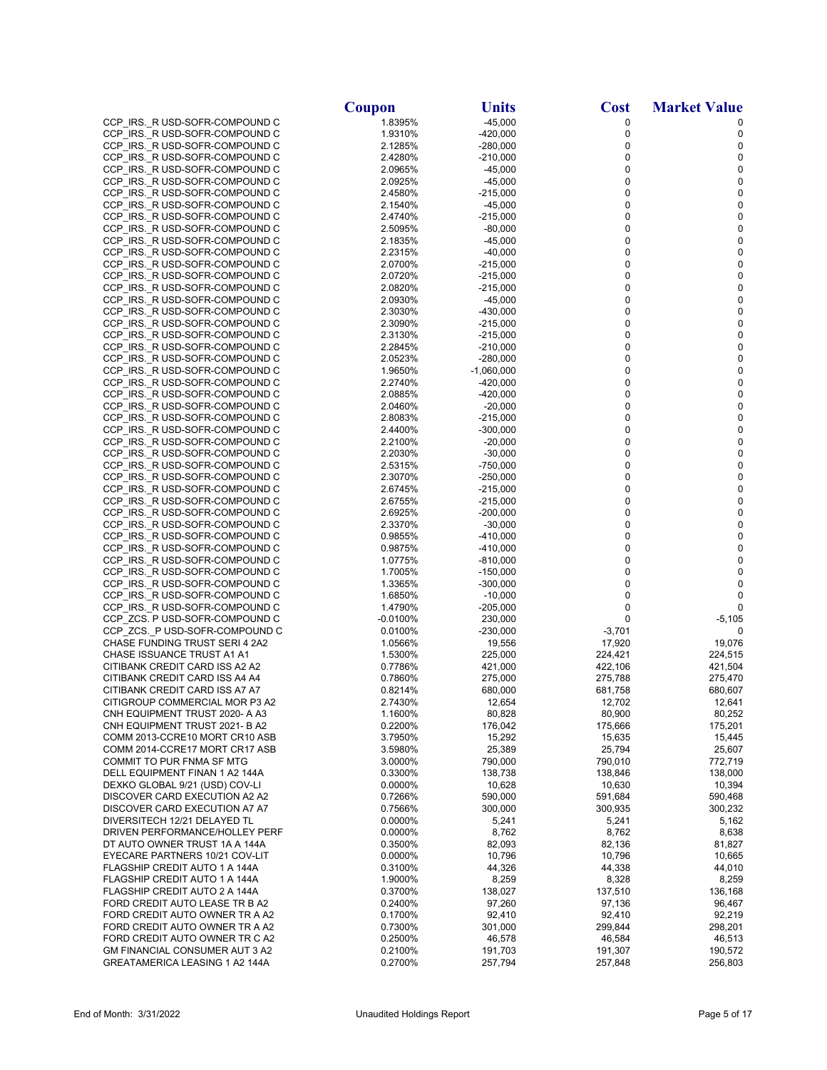| | Coupon | Units | Cost | Market Value |
|---|---|---|---|---|
| CCP_IRS._R USD-SOFR-COMPOUND C | 1.8395% | -45,000 | 0 | 0 |
| CCP_IRS._R USD-SOFR-COMPOUND C | 1.9310% | -420,000 | 0 | 0 |
| CCP_IRS._R USD-SOFR-COMPOUND C | 2.1285% | -280,000 | 0 | 0 |
| CCP_IRS._R USD-SOFR-COMPOUND C | 2.4280% | -210,000 | 0 | 0 |
| CCP_IRS._R USD-SOFR-COMPOUND C | 2.0965% | -45,000 | 0 | 0 |
| CCP_IRS._R USD-SOFR-COMPOUND C | 2.0925% | -45,000 | 0 | 0 |
| CCP_IRS._R USD-SOFR-COMPOUND C | 2.4580% | -215,000 | 0 | 0 |
| CCP_IRS._R USD-SOFR-COMPOUND C | 2.1540% | -45,000 | 0 | 0 |
| CCP_IRS._R USD-SOFR-COMPOUND C | 2.4740% | -215,000 | 0 | 0 |
| CCP_IRS._R USD-SOFR-COMPOUND C | 2.5095% | -80,000 | 0 | 0 |
| CCP_IRS._R USD-SOFR-COMPOUND C | 2.1835% | -45,000 | 0 | 0 |
| CCP_IRS._R USD-SOFR-COMPOUND C | 2.2315% | -40,000 | 0 | 0 |
| CCP_IRS._R USD-SOFR-COMPOUND C | 2.0700% | -215,000 | 0 | 0 |
| CCP_IRS._R USD-SOFR-COMPOUND C | 2.0720% | -215,000 | 0 | 0 |
| CCP_IRS._R USD-SOFR-COMPOUND C | 2.0820% | -215,000 | 0 | 0 |
| CCP_IRS._R USD-SOFR-COMPOUND C | 2.0930% | -45,000 | 0 | 0 |
| CCP_IRS._R USD-SOFR-COMPOUND C | 2.3030% | -430,000 | 0 | 0 |
| CCP_IRS._R USD-SOFR-COMPOUND C | 2.3090% | -215,000 | 0 | 0 |
| CCP_IRS._R USD-SOFR-COMPOUND C | 2.3130% | -215,000 | 0 | 0 |
| CCP_IRS._R USD-SOFR-COMPOUND C | 2.2845% | -210,000 | 0 | 0 |
| CCP_IRS._R USD-SOFR-COMPOUND C | 2.0523% | -280,000 | 0 | 0 |
| CCP_IRS._R USD-SOFR-COMPOUND C | 1.9650% | -1,060,000 | 0 | 0 |
| CCP_IRS._R USD-SOFR-COMPOUND C | 2.2740% | -420,000 | 0 | 0 |
| CCP_IRS._R USD-SOFR-COMPOUND C | 2.0885% | -420,000 | 0 | 0 |
| CCP_IRS._R USD-SOFR-COMPOUND C | 2.0460% | -20,000 | 0 | 0 |
| CCP_IRS._R USD-SOFR-COMPOUND C | 2.8083% | -215,000 | 0 | 0 |
| CCP_IRS._R USD-SOFR-COMPOUND C | 2.4400% | -300,000 | 0 | 0 |
| CCP_IRS._R USD-SOFR-COMPOUND C | 2.2100% | -20,000 | 0 | 0 |
| CCP_IRS._R USD-SOFR-COMPOUND C | 2.2030% | -30,000 | 0 | 0 |
| CCP_IRS._R USD-SOFR-COMPOUND C | 2.5315% | -750,000 | 0 | 0 |
| CCP_IRS._R USD-SOFR-COMPOUND C | 2.3070% | -250,000 | 0 | 0 |
| CCP_IRS._R USD-SOFR-COMPOUND C | 2.6745% | -215,000 | 0 | 0 |
| CCP_IRS._R USD-SOFR-COMPOUND C | 2.6755% | -215,000 | 0 | 0 |
| CCP_IRS._R USD-SOFR-COMPOUND C | 2.6925% | -200,000 | 0 | 0 |
| CCP_IRS._R USD-SOFR-COMPOUND C | 2.3370% | -30,000 | 0 | 0 |
| CCP_IRS._R USD-SOFR-COMPOUND C | 0.9855% | -410,000 | 0 | 0 |
| CCP_IRS._R USD-SOFR-COMPOUND C | 0.9875% | -410,000 | 0 | 0 |
| CCP_IRS._R USD-SOFR-COMPOUND C | 1.0775% | -810,000 | 0 | 0 |
| CCP_IRS._R USD-SOFR-COMPOUND C | 1.7005% | -150,000 | 0 | 0 |
| CCP_IRS._R USD-SOFR-COMPOUND C | 1.3365% | -300,000 | 0 | 0 |
| CCP_IRS._R USD-SOFR-COMPOUND C | 1.6850% | -10,000 | 0 | 0 |
| CCP_IRS._R USD-SOFR-COMPOUND C | 1.4790% | -205,000 | 0 | 0 |
| CCP_ZCS. P USD-SOFR-COMPOUND C | -0.0100% | 230,000 | 0 | -5,105 |
| CCP_ZCS._P USD-SOFR-COMPOUND C | 0.0100% | -230,000 | -3,701 | 0 |
| CHASE FUNDING TRUST SERI 4 2A2 | 1.0566% | 19,556 | 17,920 | 19,076 |
| CHASE ISSUANCE TRUST A1 A1 | 1.5300% | 225,000 | 224,421 | 224,515 |
| CITIBANK CREDIT CARD ISS A2 A2 | 0.7786% | 421,000 | 422,106 | 421,504 |
| CITIBANK CREDIT CARD ISS A4 A4 | 0.7860% | 275,000 | 275,788 | 275,470 |
| CITIBANK CREDIT CARD ISS A7 A7 | 0.8214% | 680,000 | 681,758 | 680,607 |
| CITIGROUP COMMERCIAL MOR P3 A2 | 2.7430% | 12,654 | 12,702 | 12,641 |
| CNH EQUIPMENT TRUST 2020- A A3 | 1.1600% | 80,828 | 80,900 | 80,252 |
| CNH EQUIPMENT TRUST 2021- B A2 | 0.2200% | 176,042 | 175,666 | 175,201 |
| COMM 2013-CCRE10 MORT CR10 ASB | 3.7950% | 15,292 | 15,635 | 15,445 |
| COMM 2014-CCRE17 MORT CR17 ASB | 3.5980% | 25,389 | 25,794 | 25,607 |
| COMMIT TO PUR FNMA SF MTG | 3.0000% | 790,000 | 790,010 | 772,719 |
| DELL EQUIPMENT FINAN 1 A2 144A | 0.3300% | 138,738 | 138,846 | 138,000 |
| DEXKO GLOBAL 9/21 (USD) COV-LI | 0.0000% | 10,628 | 10,630 | 10,394 |
| DISCOVER CARD EXECUTION A2 A2 | 0.7266% | 590,000 | 591,684 | 590,468 |
| DISCOVER CARD EXECUTION A7 A7 | 0.7566% | 300,000 | 300,935 | 300,232 |
| DIVERSITECH 12/21 DELAYED TL | 0.0000% | 5,241 | 5,241 | 5,162 |
| DRIVEN PERFORMANCE/HOLLEY PERF | 0.0000% | 8,762 | 8,762 | 8,638 |
| DT AUTO OWNER TRUST 1A A 144A | 0.3500% | 82,093 | 82,136 | 81,827 |
| EYECARE PARTNERS 10/21 COV-LIT | 0.0000% | 10,796 | 10,796 | 10,665 |
| FLAGSHIP CREDIT AUTO 1 A 144A | 0.3100% | 44,326 | 44,338 | 44,010 |
| FLAGSHIP CREDIT AUTO 1 A 144A | 1.9000% | 8,259 | 8,328 | 8,259 |
| FLAGSHIP CREDIT AUTO 2 A 144A | 0.3700% | 138,027 | 137,510 | 136,168 |
| FORD CREDIT AUTO LEASE TR B A2 | 0.2400% | 97,260 | 97,136 | 96,467 |
| FORD CREDIT AUTO OWNER TR A A2 | 0.1700% | 92,410 | 92,410 | 92,219 |
| FORD CREDIT AUTO OWNER TR A A2 | 0.7300% | 301,000 | 299,844 | 298,201 |
| FORD CREDIT AUTO OWNER TR C A2 | 0.2500% | 46,578 | 46,584 | 46,513 |
| GM FINANCIAL CONSUMER AUT 3 A2 | 0.2100% | 191,703 | 191,307 | 190,572 |
| GREATAMERICA LEASING 1 A2 144A | 0.2700% | 257,794 | 257,848 | 256,803 |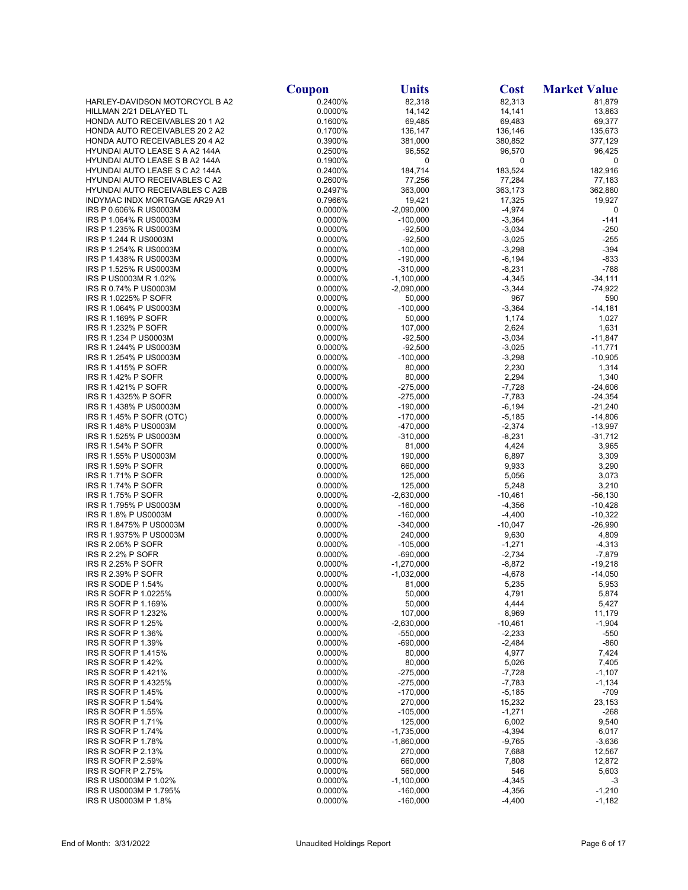| | Coupon | Units | Cost | Market Value |
|---|---|---|---|---|
| HARLEY-DAVIDSON MOTORCYCL B A2 | 0.2400% | 82,318 | 82,313 | 81,879 |
| HILLMAN 2/21 DELAYED TL | 0.0000% | 14,142 | 14,141 | 13,863 |
| HONDA AUTO RECEIVABLES 20 1 A2 | 0.1600% | 69,485 | 69,483 | 69,377 |
| HONDA AUTO RECEIVABLES 20 2 A2 | 0.1700% | 136,147 | 136,146 | 135,673 |
| HONDA AUTO RECEIVABLES 20 4 A2 | 0.3900% | 381,000 | 380,852 | 377,129 |
| HYUNDAI AUTO LEASE S A A2 144A | 0.2500% | 96,552 | 96,570 | 96,425 |
| HYUNDAI AUTO LEASE S B A2 144A | 0.1900% | 0 | 0 | 0 |
| HYUNDAI AUTO LEASE S C A2 144A | 0.2400% | 184,714 | 183,524 | 182,916 |
| HYUNDAI AUTO RECEIVABLES C A2 | 0.2600% | 77,256 | 77,284 | 77,183 |
| HYUNDAI AUTO RECEIVABLES C A2B | 0.2497% | 363,000 | 363,173 | 362,880 |
| INDYMAC INDX MORTGAGE AR29 A1 | 0.7966% | 19,421 | 17,325 | 19,927 |
| IRS P 0.606% R US0003M | 0.0000% | -2,090,000 | -4,974 | 0 |
| IRS P 1.064% R US0003M | 0.0000% | -100,000 | -3,364 | -141 |
| IRS P 1.235% R US0003M | 0.0000% | -92,500 | -3,034 | -250 |
| IRS P 1.244 R US0003M | 0.0000% | -92,500 | -3,025 | -255 |
| IRS P 1.254% R US0003M | 0.0000% | -100,000 | -3,298 | -394 |
| IRS P 1.438% R US0003M | 0.0000% | -190,000 | -6,194 | -833 |
| IRS P 1.525% R US0003M | 0.0000% | -310,000 | -8,231 | -788 |
| IRS P US0003M R 1.02% | 0.0000% | -1,100,000 | -4,345 | -34,111 |
| IRS R 0.74% P US0003M | 0.0000% | -2,090,000 | -3,344 | -74,922 |
| IRS R 1.0225% P SOFR | 0.0000% | 50,000 | 967 | 590 |
| IRS R 1.064% P US0003M | 0.0000% | -100,000 | -3,364 | -14,181 |
| IRS R 1.169% P SOFR | 0.0000% | 50,000 | 1,174 | 1,027 |
| IRS R 1.232% P SOFR | 0.0000% | 107,000 | 2,624 | 1,631 |
| IRS R 1.234 P US0003M | 0.0000% | -92,500 | -3,034 | -11,847 |
| IRS R 1.244% P US0003M | 0.0000% | -92,500 | -3,025 | -11,771 |
| IRS R 1.254% P US0003M | 0.0000% | -100,000 | -3,298 | -10,905 |
| IRS R 1.415% P SOFR | 0.0000% | 80,000 | 2,230 | 1,314 |
| IRS R 1.42% P SOFR | 0.0000% | 80,000 | 2,294 | 1,340 |
| IRS R 1.421% P SOFR | 0.0000% | -275,000 | -7,728 | -24,606 |
| IRS R 1.4325% P SOFR | 0.0000% | -275,000 | -7,783 | -24,354 |
| IRS R 1.438% P US0003M | 0.0000% | -190,000 | -6,194 | -21,240 |
| IRS R 1.45% P SOFR (OTC) | 0.0000% | -170,000 | -5,185 | -14,806 |
| IRS R 1.48% P US0003M | 0.0000% | -470,000 | -2,374 | -13,997 |
| IRS R 1.525% P US0003M | 0.0000% | -310,000 | -8,231 | -31,712 |
| IRS R 1.54% P SOFR | 0.0000% | 81,000 | 4,424 | 3,965 |
| IRS R 1.55% P US0003M | 0.0000% | 190,000 | 6,897 | 3,309 |
| IRS R 1.59% P SOFR | 0.0000% | 660,000 | 9,933 | 3,290 |
| IRS R 1.71% P SOFR | 0.0000% | 125,000 | 5,056 | 3,073 |
| IRS R 1.74% P SOFR | 0.0000% | 125,000 | 5,248 | 3,210 |
| IRS R 1.75% P SOFR | 0.0000% | -2,630,000 | -10,461 | -56,130 |
| IRS R 1.795% P US0003M | 0.0000% | -160,000 | -4,356 | -10,428 |
| IRS R 1.8% P US0003M | 0.0000% | -160,000 | -4,400 | -10,322 |
| IRS R 1.8475% P US0003M | 0.0000% | -340,000 | -10,047 | -26,990 |
| IRS R 1.9375% P US0003M | 0.0000% | 240,000 | 9,630 | 4,809 |
| IRS R 2.05% P SOFR | 0.0000% | -105,000 | -1,271 | -4,313 |
| IRS R 2.2% P SOFR | 0.0000% | -690,000 | -2,734 | -7,879 |
| IRS R 2.25% P SOFR | 0.0000% | -1,270,000 | -8,872 | -19,218 |
| IRS R 2.39% P SOFR | 0.0000% | -1,032,000 | -4,678 | -14,050 |
| IRS R SODE P 1.54% | 0.0000% | 81,000 | 5,235 | 5,953 |
| IRS R SOFR P 1.0225% | 0.0000% | 50,000 | 4,791 | 5,874 |
| IRS R SOFR P 1.169% | 0.0000% | 50,000 | 4,444 | 5,427 |
| IRS R SOFR P 1.232% | 0.0000% | 107,000 | 8,969 | 11,179 |
| IRS R SOFR P 1.25% | 0.0000% | -2,630,000 | -10,461 | -1,904 |
| IRS R SOFR P 1.36% | 0.0000% | -550,000 | -2,233 | -550 |
| IRS R SOFR P 1.39% | 0.0000% | -690,000 | -2,484 | -860 |
| IRS R SOFR P 1.415% | 0.0000% | 80,000 | 4,977 | 7,424 |
| IRS R SOFR P 1.42% | 0.0000% | 80,000 | 5,026 | 7,405 |
| IRS R SOFR P 1.421% | 0.0000% | -275,000 | -7,728 | -1,107 |
| IRS R SOFR P 1.4325% | 0.0000% | -275,000 | -7,783 | -1,134 |
| IRS R SOFR P 1.45% | 0.0000% | -170,000 | -5,185 | -709 |
| IRS R SOFR P 1.54% | 0.0000% | 270,000 | 15,232 | 23,153 |
| IRS R SOFR P 1.55% | 0.0000% | -105,000 | -1,271 | -268 |
| IRS R SOFR P 1.71% | 0.0000% | 125,000 | 6,002 | 9,540 |
| IRS R SOFR P 1.74% | 0.0000% | -1,735,000 | -4,394 | 6,017 |
| IRS R SOFR P 1.78% | 0.0000% | -1,860,000 | -9,765 | -3,636 |
| IRS R SOFR P 2.13% | 0.0000% | 270,000 | 7,688 | 12,567 |
| IRS R SOFR P 2.59% | 0.0000% | 660,000 | 7,808 | 12,872 |
| IRS R SOFR P 2.75% | 0.0000% | 560,000 | 546 | 5,603 |
| IRS R US0003M P 1.02% | 0.0000% | -1,100,000 | -4,345 | -3 |
| IRS R US0003M P 1.795% | 0.0000% | -160,000 | -4,356 | -1,210 |
| IRS R US0003M P 1.8% | 0.0000% | -160,000 | -4,400 | -1,182 |

End of Month: 3/31/2022 Unaudited Holdings Report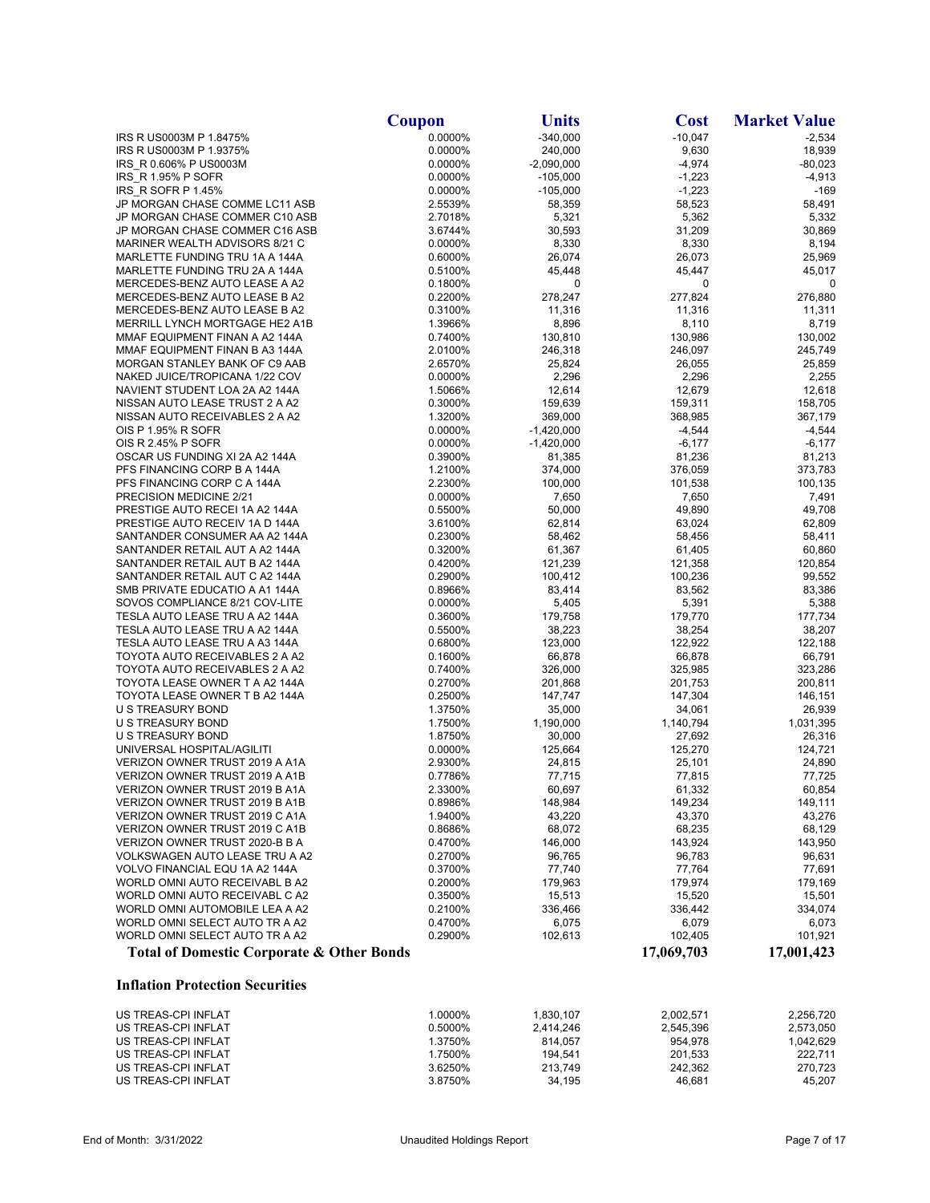| | Coupon | Units | Cost | Market Value |
|---|---|---|---|---|
| IRS R US0003M P 1.8475% | 0.0000% | -340,000 | -10,047 | -2,534 |
| IRS R US0003M P 1.9375% | 0.0000% | 240,000 | 9,630 | 18,939 |
| IRS_R 0.606% P US0003M | 0.0000% | -2,090,000 | -4,974 | -80,023 |
| IRS_R 1.95% P SOFR | 0.0000% | -105,000 | -1,223 | -4,913 |
| IRS_R SOFR P 1.45% | 0.0000% | -105,000 | -1,223 | -169 |
| JP MORGAN CHASE COMME LC11 ASB | 2.5539% | 58,359 | 58,523 | 58,491 |
| JP MORGAN CHASE COMMER C10 ASB | 2.7018% | 5,321 | 5,362 | 5,332 |
| JP MORGAN CHASE COMMER C16 ASB | 3.6744% | 30,593 | 31,209 | 30,869 |
| MARINER WEALTH ADVISORS 8/21 C | 0.0000% | 8,330 | 8,330 | 8,194 |
| MARLETTE FUNDING TRU 1A A 144A | 0.6000% | 26,074 | 26,073 | 25,969 |
| MARLETTE FUNDING TRU 2A A 144A | 0.5100% | 45,448 | 45,447 | 45,017 |
| MERCEDES-BENZ AUTO LEASE A A2 | 0.1800% | 0 | 0 | 0 |
| MERCEDES-BENZ AUTO LEASE B A2 | 0.2200% | 278,247 | 277,824 | 276,880 |
| MERCEDES-BENZ AUTO LEASE B A2 | 0.3100% | 11,316 | 11,316 | 11,311 |
| MERRILL LYNCH MORTGAGE HE2 A1B | 1.3966% | 8,896 | 8,110 | 8,719 |
| MMAF EQUIPMENT FINAN A A2 144A | 0.7400% | 130,810 | 130,986 | 130,002 |
| MMAF EQUIPMENT FINAN B A3 144A | 2.0100% | 246,318 | 246,097 | 245,749 |
| MORGAN STANLEY BANK OF C9 AAB | 2.6570% | 25,824 | 26,055 | 25,859 |
| NAKED JUICE/TROPICANA 1/22 COV | 0.0000% | 2,296 | 2,296 | 2,255 |
| NAVIENT STUDENT LOA 2A A2 144A | 1.5066% | 12,614 | 12,679 | 12,618 |
| NISSAN AUTO LEASE TRUST 2 A A2 | 0.3000% | 159,639 | 159,311 | 158,705 |
| NISSAN AUTO RECEIVABLES 2 A A2 | 1.3200% | 369,000 | 368,985 | 367,179 |
| OIS P 1.95% R SOFR | 0.0000% | -1,420,000 | -4,544 | -4,544 |
| OIS R 2.45% P SOFR | 0.0000% | -1,420,000 | -6,177 | -6,177 |
| OSCAR US FUNDING XI 2A A2 144A | 0.3900% | 81,385 | 81,236 | 81,213 |
| PFS FINANCING CORP B A 144A | 1.2100% | 374,000 | 376,059 | 373,783 |
| PFS FINANCING CORP C A 144A | 2.2300% | 100,000 | 101,538 | 100,135 |
| PRECISION MEDICINE 2/21 | 0.0000% | 7,650 | 7,650 | 7,491 |
| PRESTIGE AUTO RECEI 1A A2 144A | 0.5500% | 50,000 | 49,890 | 49,708 |
| PRESTIGE AUTO RECEIV 1A D 144A | 3.6100% | 62,814 | 63,024 | 62,809 |
| SANTANDER CONSUMER AA A2 144A | 0.2300% | 58,462 | 58,456 | 58,411 |
| SANTANDER RETAIL AUT A A2 144A | 0.3200% | 61,367 | 61,405 | 60,860 |
| SANTANDER RETAIL AUT B A2 144A | 0.4200% | 121,239 | 121,358 | 120,854 |
| SANTANDER RETAIL AUT C A2 144A | 0.2900% | 100,412 | 100,236 | 99,552 |
| SMB PRIVATE EDUCATIO A A1 144A | 0.8966% | 83,414 | 83,562 | 83,386 |
| SOVOS COMPLIANCE 8/21 COV-LITE | 0.0000% | 5,405 | 5,391 | 5,388 |
| TESLA AUTO LEASE TRU A A2 144A | 0.3600% | 179,758 | 179,770 | 177,734 |
| TESLA AUTO LEASE TRU A A2 144A | 0.5500% | 38,223 | 38,254 | 38,207 |
| TESLA AUTO LEASE TRU A A3 144A | 0.6800% | 123,000 | 122,922 | 122,188 |
| TOYOTA AUTO RECEIVABLES 2 A A2 | 0.1600% | 66,878 | 66,878 | 66,791 |
| TOYOTA AUTO RECEIVABLES 2 A A2 | 0.7400% | 326,000 | 325,985 | 323,286 |
| TOYOTA LEASE OWNER T A A2 144A | 0.2700% | 201,868 | 201,753 | 200,811 |
| TOYOTA LEASE OWNER T B A2 144A | 0.2500% | 147,747 | 147,304 | 146,151 |
| U S TREASURY BOND | 1.3750% | 35,000 | 34,061 | 26,939 |
| U S TREASURY BOND | 1.7500% | 1,190,000 | 1,140,794 | 1,031,395 |
| U S TREASURY BOND | 1.8750% | 30,000 | 27,692 | 26,316 |
| UNIVERSAL HOSPITAL/AGILITI | 0.0000% | 125,664 | 125,270 | 124,721 |
| VERIZON OWNER TRUST 2019 A A1A | 2.9300% | 24,815 | 25,101 | 24,890 |
| VERIZON OWNER TRUST 2019 A A1B | 0.7786% | 77,715 | 77,815 | 77,725 |
| VERIZON OWNER TRUST 2019 B A1A | 2.3300% | 60,697 | 61,332 | 60,854 |
| VERIZON OWNER TRUST 2019 B A1B | 0.8986% | 148,984 | 149,234 | 149,111 |
| VERIZON OWNER TRUST 2019 C A1A | 1.9400% | 43,220 | 43,370 | 43,276 |
| VERIZON OWNER TRUST 2019 C A1B | 0.8686% | 68,072 | 68,235 | 68,129 |
| VERIZON OWNER TRUST 2020-B B A | 0.4700% | 146,000 | 143,924 | 143,950 |
| VOLKSWAGEN AUTO LEASE TRU A A2 | 0.2700% | 96,765 | 96,783 | 96,631 |
| VOLVO FINANCIAL EQU 1A A2 144A | 0.3700% | 77,740 | 77,764 | 77,691 |
| WORLD OMNI AUTO RECEIVABL B A2 | 0.2000% | 179,963 | 179,974 | 179,169 |
| WORLD OMNI AUTO RECEIVABL C A2 | 0.3500% | 15,513 | 15,520 | 15,501 |
| WORLD OMNI AUTOMOBILE LEA A A2 | 0.2100% | 336,466 | 336,442 | 334,074 |
| WORLD OMNI SELECT AUTO TR A A2 | 0.4700% | 6,075 | 6,079 | 6,073 |
| WORLD OMNI SELECT AUTO TR A A2 | 0.2900% | 102,613 | 102,405 | 101,921 |
| **Total of Domestic Corporate & Other Bonds** | | | **17,069,703** | **17,001,423** |

## Inflation Protection Securities

| | Coupon | Units | Cost | Market Value |
|---|---|---|---|---|
| US TREAS-CPI INFLAT | 1.0000% | 1,830,107 | 2,002,571 | 2,256,720 |
| US TREAS-CPI INFLAT | 0.5000% | 2,414,246 | 2,545,396 | 2,573,050 |
| US TREAS-CPI INFLAT | 1.3750% | 814,057 | 954,978 | 1,042,629 |
| US TREAS-CPI INFLAT | 1.7500% | 194,541 | 201,533 | 222,711 |
| US TREAS-CPI INFLAT | 3.6250% | 213,749 | 242,362 | 270,723 |
| US TREAS-CPI INFLAT | 3.8750% | 34,195 | 46,681 | 45,207 |

End of Month: 3/31/2022 Unaudited Holdings Report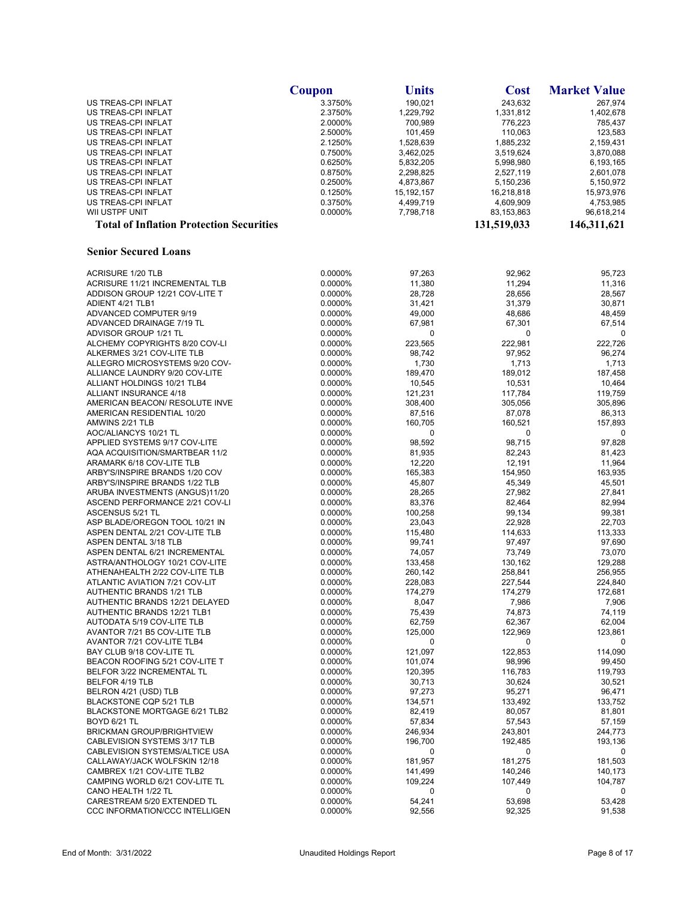| | Coupon | Units | Cost | Market Value |
|---|---|---|---|---|
| US TREAS-CPI INFLAT | 3.3750% | 190,021 | 243,632 | 267,974 |
| US TREAS-CPI INFLAT | 2.3750% | 1,229,792 | 1,331,812 | 1,402,678 |
| US TREAS-CPI INFLAT | 2.0000% | 700,989 | 776,223 | 785,437 |
| US TREAS-CPI INFLAT | 2.5000% | 101,459 | 110,063 | 123,583 |
| US TREAS-CPI INFLAT | 2.1250% | 1,528,639 | 1,885,232 | 2,159,431 |
| US TREAS-CPI INFLAT | 0.7500% | 3,462,025 | 3,519,624 | 3,870,088 |
| US TREAS-CPI INFLAT | 0.6250% | 5,832,205 | 5,998,980 | 6,193,165 |
| US TREAS-CPI INFLAT | 0.8750% | 2,298,825 | 2,527,119 | 2,601,078 |
| US TREAS-CPI INFLAT | 0.2500% | 4,873,867 | 5,150,236 | 5,150,972 |
| US TREAS-CPI INFLAT | 0.1250% | 15,192,157 | 16,218,818 | 15,973,976 |
| US TREAS-CPI INFLAT | 0.3750% | 4,499,719 | 4,609,909 | 4,753,985 |
| WII USTPF UNIT | 0.0000% | 7,798,718 | 83,153,863 | 96,618,214 |
| **Total of Inflation Protection Securities** | | | **131,519,033** | **146,311,621** |

## Senior Secured Loans

| | Coupon | Units | Cost | Market Value |
|---|---|---|---|---|
| ACRISURE 1/20 TLB | 0.0000% | 97,263 | 92,962 | 95,723 |
| ACRISURE 11/21 INCREMENTAL TLB | 0.0000% | 11,380 | 11,294 | 11,316 |
| ADDISON GROUP 12/21 COV-LITE T | 0.0000% | 28,728 | 28,656 | 28,567 |
| ADIENT 4/21 TLB1 | 0.0000% | 31,421 | 31,379 | 30,871 |
| ADVANCED COMPUTER 9/19 | 0.0000% | 49,000 | 48,686 | 48,459 |
| ADVANCED DRAINAGE 7/19 TL | 0.0000% | 67,981 | 67,301 | 67,514 |
| ADVISOR GROUP 1/21 TL | 0.0000% | 0 | 0 | 0 |
| ALCHEMY COPYRIGHTS 8/20 COV-LI | 0.0000% | 223,565 | 222,981 | 222,726 |
| ALKERMES 3/21 COV-LITE TLB | 0.0000% | 98,742 | 97,952 | 96,274 |
| ALLEGRO MICROSYSTEMS 9/20 COV- | 0.0000% | 1,730 | 1,713 | 1,713 |
| ALLIANCE LAUNDRY 9/20 COV-LITE | 0.0000% | 189,470 | 189,012 | 187,458 |
| ALLIANT HOLDINGS 10/21 TLB4 | 0.0000% | 10,545 | 10,531 | 10,464 |
| ALLIANT INSURANCE 4/18 | 0.0000% | 121,231 | 117,784 | 119,759 |
| AMERICAN BEACON/ RESOLUTE INVE | 0.0000% | 308,400 | 305,056 | 305,896 |
| AMERICAN RESIDENTIAL 10/20 | 0.0000% | 87,516 | 87,078 | 86,313 |
| AMWINS 2/21 TLB | 0.0000% | 160,705 | 160,521 | 157,893 |
| AOC/ALIANCYS 10/21 TL | 0.0000% | 0 | 0 | 0 |
| APPLIED SYSTEMS 9/17 COV-LITE | 0.0000% | 98,592 | 98,715 | 97,828 |
| AQA ACQUISITION/SMARTBEAR 11/2 | 0.0000% | 81,935 | 82,243 | 81,423 |
| ARAMARK 6/18 COV-LITE TLB | 0.0000% | 12,220 | 12,191 | 11,964 |
| ARBY'S/INSPIRE BRANDS 1/20 COV | 0.0000% | 165,383 | 154,950 | 163,935 |
| ARBY'S/INSPIRE BRANDS 1/22 TLB | 0.0000% | 45,807 | 45,349 | 45,501 |
| ARUBA INVESTMENTS (ANGUS)11/20 | 0.0000% | 28,265 | 27,982 | 27,841 |
| ASCEND PERFORMANCE 2/21 COV-LI | 0.0000% | 83,376 | 82,464 | 82,994 |
| ASCENSUS 5/21 TL | 0.0000% | 100,258 | 99,134 | 99,381 |
| ASP BLADE/OREGON TOOL 10/21 IN | 0.0000% | 23,043 | 22,928 | 22,703 |
| ASPEN DENTAL 2/21 COV-LITE TLB | 0.0000% | 115,480 | 114,633 | 113,333 |
| ASPEN DENTAL 3/18 TLB | 0.0000% | 99,741 | 97,497 | 97,690 |
| ASPEN DENTAL 6/21 INCREMENTAL | 0.0000% | 74,057 | 73,749 | 73,070 |
| ASTRA/ANTHOLOGY 10/21 COV-LITE | 0.0000% | 133,458 | 130,162 | 129,288 |
| ATHENAHEALTH 2/22 COV-LITE TLB | 0.0000% | 260,142 | 258,841 | 256,955 |
| ATLANTIC AVIATION 7/21 COV-LIT | 0.0000% | 228,083 | 227,544 | 224,840 |
| AUTHENTIC BRANDS 1/21 TLB | 0.0000% | 174,279 | 174,279 | 172,681 |
| AUTHENTIC BRANDS 12/21 DELAYED | 0.0000% | 8,047 | 7,986 | 7,906 |
| AUTHENTIC BRANDS 12/21 TLB1 | 0.0000% | 75,439 | 74,873 | 74,119 |
| AUTODATA 5/19 COV-LITE TLB | 0.0000% | 62,759 | 62,367 | 62,004 |
| AVANTOR 7/21 B5 COV-LITE TLB | 0.0000% | 125,000 | 122,969 | 123,861 |
| AVANTOR 7/21 COV-LITE TLB4 | 0.0000% | 0 | 0 | 0 |
| BAY CLUB 9/18 COV-LITE TL | 0.0000% | 121,097 | 122,853 | 114,090 |
| BEACON ROOFING 5/21 COV-LITE T | 0.0000% | 101,074 | 98,996 | 99,450 |
| BELFOR 3/22 INCREMENTAL TL | 0.0000% | 120,395 | 116,783 | 119,793 |
| BELFOR 4/19 TLB | 0.0000% | 30,713 | 30,624 | 30,521 |
| BELRON 4/21 (USD) TLB | 0.0000% | 97,273 | 95,271 | 96,471 |
| BLACKSTONE CQP 5/21 TLB | 0.0000% | 134,571 | 133,492 | 133,752 |
| BLACKSTONE MORTGAGE 6/21 TLB2 | 0.0000% | 82,419 | 80,057 | 81,801 |
| BOYD 6/21 TL | 0.0000% | 57,834 | 57,543 | 57,159 |
| BRICKMAN GROUP/BRIGHTVIEW | 0.0000% | 246,934 | 243,801 | 244,773 |
| CABLEVISION SYSTEMS 3/17 TLB | 0.0000% | 196,700 | 192,485 | 193,136 |
| CABLEVISION SYSTEMS/ALTICE USA | 0.0000% | 0 | 0 | 0 |
| CALLAWAY/JACK WOLFSKIN 12/18 | 0.0000% | 181,957 | 181,275 | 181,503 |
| CAMBREX 1/21 COV-LITE TLB2 | 0.0000% | 141,499 | 140,246 | 140,173 |
| CAMPING WORLD 6/21 COV-LITE TL | 0.0000% | 109,224 | 107,449 | 104,787 |
| CANO HEALTH 1/22 TL | 0.0000% | 0 | 0 | 0 |
| CARESTREAM 5/20 EXTENDED TL | 0.0000% | 54,241 | 53,698 | 53,428 |
| CCC INFORMATION/CCC INTELLIGEN | 0.0000% | 92,556 | 92,325 | 91,538 |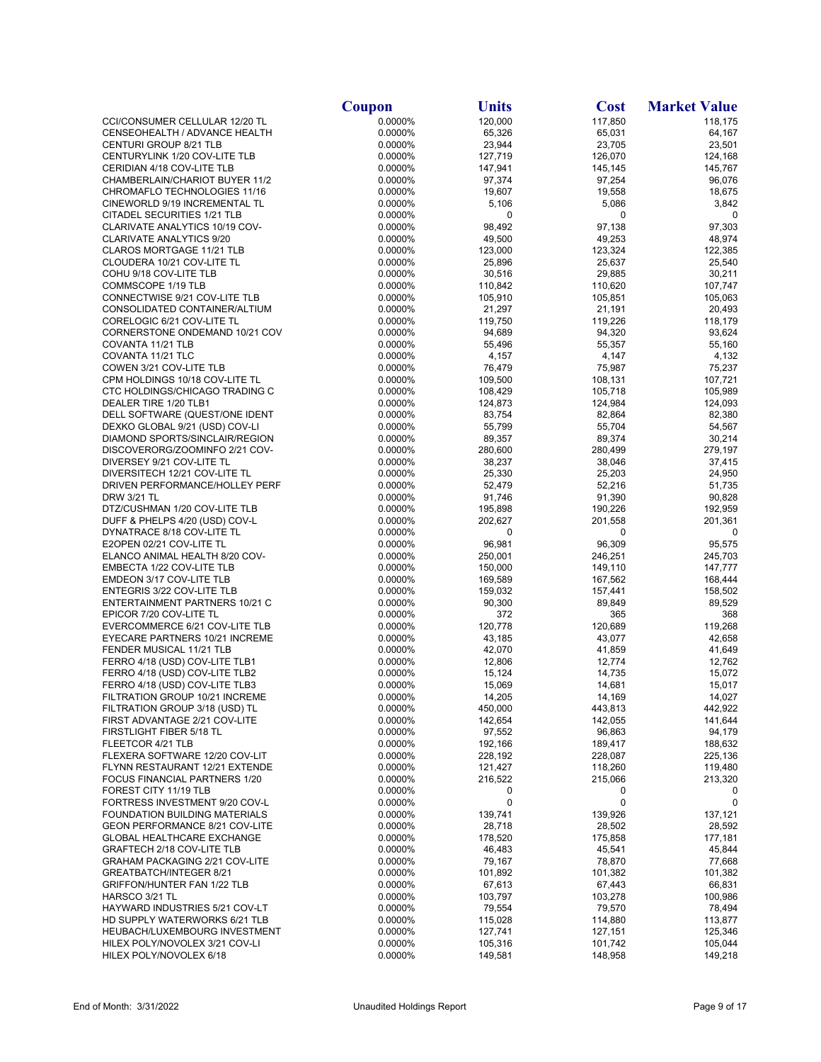|  | Coupon | Units | Cost | Market Value |
|---|---|---|---|---|
| CCI/CONSUMER CELLULAR 12/20 TL | 0.0000% | 120,000 | 117,850 | 118,175 |
| CENSEOHEALTH / ADVANCE HEALTH | 0.0000% | 65,326 | 65,031 | 64,167 |
| CENTURI GROUP 8/21 TLB | 0.0000% | 23,944 | 23,705 | 23,501 |
| CENTURYLINK 1/20 COV-LITE TLB | 0.0000% | 127,719 | 126,070 | 124,168 |
| CERIDIAN 4/18 COV-LITE TLB | 0.0000% | 147,941 | 145,145 | 145,767 |
| CHAMBERLAIN/CHARIOT BUYER 11/2 | 0.0000% | 97,374 | 97,254 | 96,076 |
| CHROMAFLO TECHNOLOGIES 11/16 | 0.0000% | 19,607 | 19,558 | 18,675 |
| CINEWORLD 9/19 INCREMENTAL TL | 0.0000% | 5,106 | 5,086 | 3,842 |
| CITADEL SECURITIES 1/21 TLB | 0.0000% | 0 | 0 | 0 |
| CLARIVATE ANALYTICS 10/19 COV- | 0.0000% | 98,492 | 97,138 | 97,303 |
| CLARIVATE ANALYTICS 9/20 | 0.0000% | 49,500 | 49,253 | 48,974 |
| CLAROS MORTGAGE 11/21 TLB | 0.0000% | 123,000 | 123,324 | 122,385 |
| CLOUDERA 10/21 COV-LITE TL | 0.0000% | 25,896 | 25,637 | 25,540 |
| COHU 9/18 COV-LITE TLB | 0.0000% | 30,516 | 29,885 | 30,211 |
| COMMSCOPE 1/19 TLB | 0.0000% | 110,842 | 110,620 | 107,747 |
| CONNECTWISE 9/21 COV-LITE TLB | 0.0000% | 105,910 | 105,851 | 105,063 |
| CONSOLIDATED CONTAINER/ALTIUM | 0.0000% | 21,297 | 21,191 | 20,493 |
| CORELOGIC 6/21 COV-LITE TL | 0.0000% | 119,750 | 119,226 | 118,179 |
| CORNERSTONE ONDEMAND 10/21 COV | 0.0000% | 94,689 | 94,320 | 93,624 |
| COVANTA 11/21 TLB | 0.0000% | 55,496 | 55,357 | 55,160 |
| COVANTA 11/21 TLC | 0.0000% | 4,157 | 4,147 | 4,132 |
| COWEN 3/21 COV-LITE TLB | 0.0000% | 76,479 | 75,987 | 75,237 |
| CPM HOLDINGS 10/18 COV-LITE TL | 0.0000% | 109,500 | 108,131 | 107,721 |
| CTC HOLDINGS/CHICAGO TRADING C | 0.0000% | 108,429 | 105,718 | 105,989 |
| DEALER TIRE 1/20 TLB1 | 0.0000% | 124,873 | 124,984 | 124,093 |
| DELL SOFTWARE (QUEST/ONE IDENT | 0.0000% | 83,754 | 82,864 | 82,380 |
| DEXKO GLOBAL 9/21 (USD) COV-LI | 0.0000% | 55,799 | 55,704 | 54,567 |
| DIAMOND SPORTS/SINCLAIR/REGION | 0.0000% | 89,357 | 89,374 | 30,214 |
| DISCOVERORG/ZOOMINFO 2/21 COV- | 0.0000% | 280,600 | 280,499 | 279,197 |
| DIVERSEY 9/21 COV-LITE TL | 0.0000% | 38,237 | 38,046 | 37,415 |
| DIVERSITECH 12/21 COV-LITE TL | 0.0000% | 25,330 | 25,203 | 24,950 |
| DRIVEN PERFORMANCE/HOLLEY PERF | 0.0000% | 52,479 | 52,216 | 51,735 |
| DRW 3/21 TL | 0.0000% | 91,746 | 91,390 | 90,828 |
| DTZ/CUSHMAN 1/20 COV-LITE TLB | 0.0000% | 195,898 | 190,226 | 192,959 |
| DUFF & PHELPS 4/20 (USD) COV-L | 0.0000% | 202,627 | 201,558 | 201,361 |
| DYNATRACE 8/18 COV-LITE TL | 0.0000% | 0 | 0 | 0 |
| E2OPEN 02/21 COV-LITE TL | 0.0000% | 96,981 | 96,309 | 95,575 |
| ELANCO ANIMAL HEALTH 8/20 COV- | 0.0000% | 250,001 | 246,251 | 245,703 |
| EMBECTA 1/22 COV-LITE TLB | 0.0000% | 150,000 | 149,110 | 147,777 |
| EMDEON 3/17 COV-LITE TLB | 0.0000% | 169,589 | 167,562 | 168,444 |
| ENTEGRIS 3/22 COV-LITE TLB | 0.0000% | 159,032 | 157,441 | 158,502 |
| ENTERTAINMENT PARTNERS 10/21 C | 0.0000% | 90,300 | 89,849 | 89,529 |
| EPICOR 7/20 COV-LITE TL | 0.0000% | 372 | 365 | 368 |
| EVERCOMMERCE 6/21 COV-LITE TLB | 0.0000% | 120,778 | 120,689 | 119,268 |
| EYECARE PARTNERS 10/21 INCREME | 0.0000% | 43,185 | 43,077 | 42,658 |
| FENDER MUSICAL 11/21 TLB | 0.0000% | 42,070 | 41,859 | 41,649 |
| FERRO 4/18 (USD) COV-LITE TLB1 | 0.0000% | 12,806 | 12,774 | 12,762 |
| FERRO 4/18 (USD) COV-LITE TLB2 | 0.0000% | 15,124 | 14,735 | 15,072 |
| FERRO 4/18 (USD) COV-LITE TLB3 | 0.0000% | 15,069 | 14,681 | 15,017 |
| FILTRATION GROUP 10/21 INCREME | 0.0000% | 14,205 | 14,169 | 14,027 |
| FILTRATION GROUP 3/18 (USD) TL | 0.0000% | 450,000 | 443,813 | 442,922 |
| FIRST ADVANTAGE 2/21 COV-LITE | 0.0000% | 142,654 | 142,055 | 141,644 |
| FIRSTLIGHT FIBER 5/18 TL | 0.0000% | 97,552 | 96,863 | 94,179 |
| FLEETCOR 4/21 TLB | 0.0000% | 192,166 | 189,417 | 188,632 |
| FLEXERA SOFTWARE 12/20 COV-LIT | 0.0000% | 228,192 | 228,087 | 225,136 |
| FLYNN RESTAURANT 12/21 EXTENDE | 0.0000% | 121,427 | 118,260 | 119,480 |
| FOCUS FINANCIAL PARTNERS 1/20 | 0.0000% | 216,522 | 215,066 | 213,320 |
| FOREST CITY 11/19 TLB | 0.0000% | 0 | 0 | 0 |
| FORTRESS INVESTMENT 9/20 COV-L | 0.0000% | 0 | 0 | 0 |
| FOUNDATION BUILDING MATERIALS | 0.0000% | 139,741 | 139,926 | 137,121 |
| GEON PERFORMANCE 8/21 COV-LITE | 0.0000% | 28,718 | 28,502 | 28,592 |
| GLOBAL HEALTHCARE EXCHANGE | 0.0000% | 178,520 | 175,858 | 177,181 |
| GRAFTECH 2/18 COV-LITE TLB | 0.0000% | 46,483 | 45,541 | 45,844 |
| GRAHAM PACKAGING 2/21 COV-LITE | 0.0000% | 79,167 | 78,870 | 77,668 |
| GREATBATCH/INTEGER 8/21 | 0.0000% | 101,892 | 101,382 | 101,382 |
| GRIFFON/HUNTER FAN 1/22 TLB | 0.0000% | 67,613 | 67,443 | 66,831 |
| HARSCO 3/21 TL | 0.0000% | 103,797 | 103,278 | 100,986 |
| HAYWARD INDUSTRIES 5/21 COV-LT | 0.0000% | 79,554 | 79,570 | 78,494 |
| HD SUPPLY WATERWORKS 6/21 TLB | 0.0000% | 115,028 | 114,880 | 113,877 |
| HEUBACH/LUXEMBOURG INVESTMENT | 0.0000% | 127,741 | 127,151 | 125,346 |
| HILEX POLY/NOVOLEX 3/21 COV-LI | 0.0000% | 105,316 | 101,742 | 105,044 |
| HILEX POLY/NOVOLEX 6/18 | 0.0000% | 149,581 | 148,958 | 149,218 |

End of Month: 3/31/2022 — Unaudited Holdings Report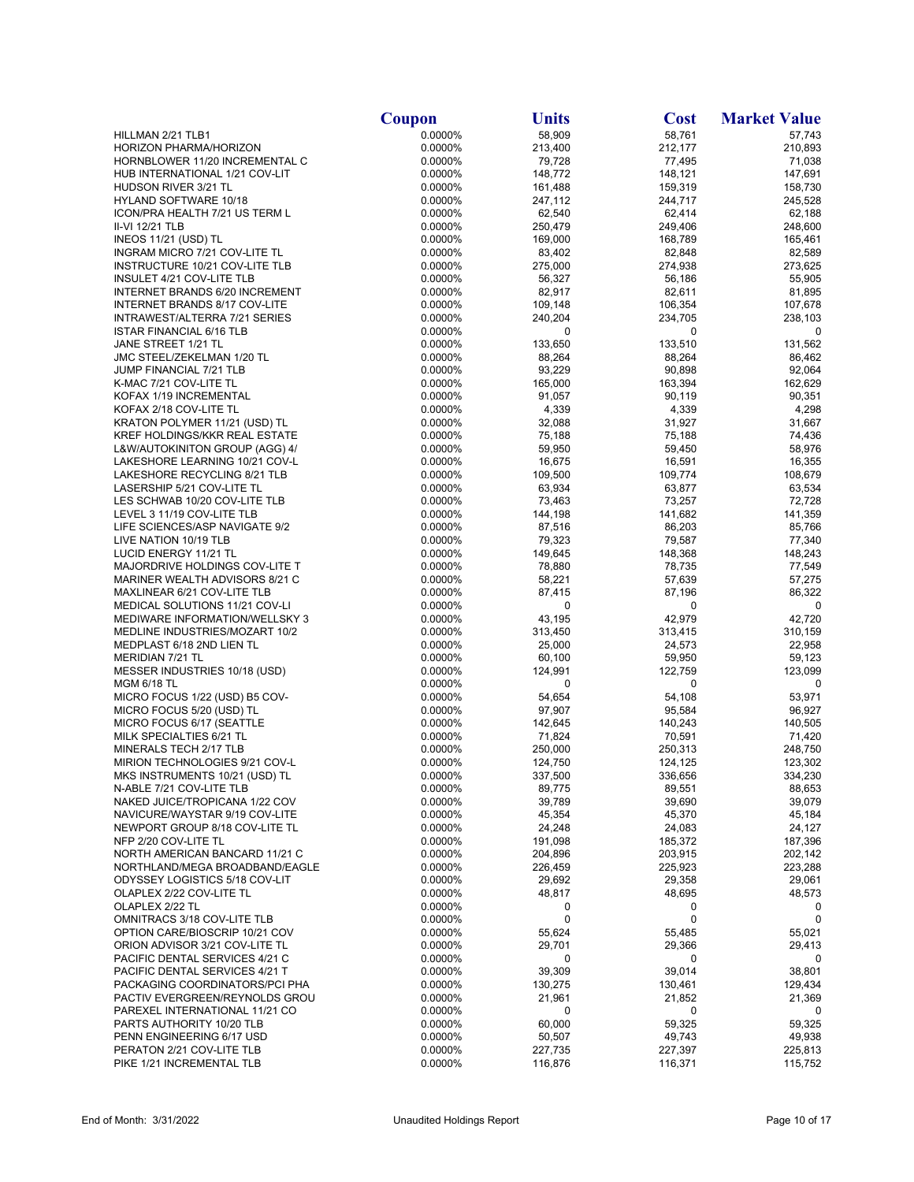| | Coupon | Units | Cost | Market Value |
|---|---|---|---|---|
| HILLMAN 2/21 TLB1 | 0.0000% | 58,909 | 58,761 | 57,743 |
| HORIZON PHARMA/HORIZON | 0.0000% | 213,400 | 212,177 | 210,893 |
| HORNBLOWER 11/20 INCREMENTAL C | 0.0000% | 79,728 | 77,495 | 71,038 |
| HUB INTERNATIONAL 1/21 COV-LIT | 0.0000% | 148,772 | 148,121 | 147,691 |
| HUDSON RIVER 3/21 TL | 0.0000% | 161,488 | 159,319 | 158,730 |
| HYLAND SOFTWARE 10/18 | 0.0000% | 247,112 | 244,717 | 245,528 |
| ICON/PRA HEALTH 7/21 US TERM L | 0.0000% | 62,540 | 62,414 | 62,188 |
| II-VI 12/21 TLB | 0.0000% | 250,479 | 249,406 | 248,600 |
| INEOS 11/21 (USD) TL | 0.0000% | 169,000 | 168,789 | 165,461 |
| INGRAM MICRO 7/21 COV-LITE TL | 0.0000% | 83,402 | 82,848 | 82,589 |
| INSTRUCTURE 10/21 COV-LITE TLB | 0.0000% | 275,000 | 274,938 | 273,625 |
| INSULET 4/21 COV-LITE TLB | 0.0000% | 56,327 | 56,186 | 55,905 |
| INTERNET BRANDS 6/20 INCREMENT | 0.0000% | 82,917 | 82,611 | 81,895 |
| INTERNET BRANDS 8/17 COV-LITE | 0.0000% | 109,148 | 106,354 | 107,678 |
| INTRAWEST/ALTERRA 7/21 SERIES | 0.0000% | 240,204 | 234,705 | 238,103 |
| ISTAR FINANCIAL 6/16 TLB | 0.0000% | 0 | 0 | 0 |
| JANE STREET 1/21 TL | 0.0000% | 133,650 | 133,510 | 131,562 |
| JMC STEEL/ZEKELMAN 1/20 TL | 0.0000% | 88,264 | 88,264 | 86,462 |
| JUMP FINANCIAL 7/21 TLB | 0.0000% | 93,229 | 90,898 | 92,064 |
| K-MAC 7/21 COV-LITE TL | 0.0000% | 165,000 | 163,394 | 162,629 |
| KOFAX 1/19 INCREMENTAL | 0.0000% | 91,057 | 90,119 | 90,351 |
| KOFAX 2/18 COV-LITE TL | 0.0000% | 4,339 | 4,339 | 4,298 |
| KRATON POLYMER 11/21 (USD) TL | 0.0000% | 32,088 | 31,927 | 31,667 |
| KREF HOLDINGS/KKR REAL ESTATE | 0.0000% | 75,188 | 75,188 | 74,436 |
| L&W/AUTOKINITON GROUP (AGG) 4/ | 0.0000% | 59,950 | 59,450 | 58,976 |
| LAKESHORE LEARNING 10/21 COV-L | 0.0000% | 16,675 | 16,591 | 16,355 |
| LAKESHORE RECYCLING 8/21 TLB | 0.0000% | 109,500 | 109,774 | 108,679 |
| LASERSHIP 5/21 COV-LITE TL | 0.0000% | 63,934 | 63,877 | 63,534 |
| LES SCHWAB 10/20 COV-LITE TLB | 0.0000% | 73,463 | 73,257 | 72,728 |
| LEVEL 3 11/19 COV-LITE TLB | 0.0000% | 144,198 | 141,682 | 141,359 |
| LIFE SCIENCES/ASP NAVIGATE 9/2 | 0.0000% | 87,516 | 86,203 | 85,766 |
| LIVE NATION 10/19 TLB | 0.0000% | 79,323 | 79,587 | 77,340 |
| LUCID ENERGY 11/21 TL | 0.0000% | 149,645 | 148,368 | 148,243 |
| MAJORDRIVE HOLDINGS COV-LITE T | 0.0000% | 78,880 | 78,735 | 77,549 |
| MARINER WEALTH ADVISORS 8/21 C | 0.0000% | 58,221 | 57,639 | 57,275 |
| MAXLINEAR 6/21 COV-LITE TLB | 0.0000% | 87,415 | 87,196 | 86,322 |
| MEDICAL SOLUTIONS 11/21 COV-LI | 0.0000% | 0 | 0 | 0 |
| MEDIWARE INFORMATION/WELLSKY 3 | 0.0000% | 43,195 | 42,979 | 42,720 |
| MEDLINE INDUSTRIES/MOZART 10/2 | 0.0000% | 313,450 | 313,415 | 310,159 |
| MEDPLAST 6/18 2ND LIEN TL | 0.0000% | 25,000 | 24,573 | 22,958 |
| MERIDIAN 7/21 TL | 0.0000% | 60,100 | 59,950 | 59,123 |
| MESSER INDUSTRIES 10/18 (USD) | 0.0000% | 124,991 | 122,759 | 123,099 |
| MGM 6/18 TL | 0.0000% | 0 | 0 | 0 |
| MICRO FOCUS 1/22 (USD) B5 COV- | 0.0000% | 54,654 | 54,108 | 53,971 |
| MICRO FOCUS 5/20 (USD) TL | 0.0000% | 97,907 | 95,584 | 96,927 |
| MICRO FOCUS 6/17 (SEATTLE | 0.0000% | 142,645 | 140,243 | 140,505 |
| MILK SPECIALTIES 6/21 TL | 0.0000% | 71,824 | 70,591 | 71,420 |
| MINERALS TECH 2/17 TLB | 0.0000% | 250,000 | 250,313 | 248,750 |
| MIRION TECHNOLOGIES 9/21 COV-L | 0.0000% | 124,750 | 124,125 | 123,302 |
| MKS INSTRUMENTS 10/21 (USD) TL | 0.0000% | 337,500 | 336,656 | 334,230 |
| N-ABLE 7/21 COV-LITE TLB | 0.0000% | 89,775 | 89,551 | 88,653 |
| NAKED JUICE/TROPICANA 1/22 COV | 0.0000% | 39,789 | 39,690 | 39,079 |
| NAVICURE/WAYSTAR 9/19 COV-LITE | 0.0000% | 45,354 | 45,370 | 45,184 |
| NEWPORT GROUP 8/18 COV-LITE TL | 0.0000% | 24,248 | 24,083 | 24,127 |
| NFP 2/20 COV-LITE TL | 0.0000% | 191,098 | 185,372 | 187,396 |
| NORTH AMERICAN BANCARD 11/21 C | 0.0000% | 204,896 | 203,915 | 202,142 |
| NORTHLAND/MEGA BROADBAND/EAGLE | 0.0000% | 226,459 | 225,923 | 223,288 |
| ODYSSEY LOGISTICS 5/18 COV-LIT | 0.0000% | 29,692 | 29,358 | 29,061 |
| OLAPLEX 2/22 COV-LITE TL | 0.0000% | 48,817 | 48,695 | 48,573 |
| OLAPLEX 2/22 TL | 0.0000% | 0 | 0 | 0 |
| OMNITRACS 3/18 COV-LITE TLB | 0.0000% | 0 | 0 | 0 |
| OPTION CARE/BIOSCRIP 10/21 COV | 0.0000% | 55,624 | 55,485 | 55,021 |
| ORION ADVISOR 3/21 COV-LITE TL | 0.0000% | 29,701 | 29,366 | 29,413 |
| PACIFIC DENTAL SERVICES 4/21 C | 0.0000% | 0 | 0 | 0 |
| PACIFIC DENTAL SERVICES 4/21 T | 0.0000% | 39,309 | 39,014 | 38,801 |
| PACKAGING COORDINATORS/PCI PHA | 0.0000% | 130,275 | 130,461 | 129,434 |
| PACTIV EVERGREEN/REYNOLDS GROU | 0.0000% | 21,961 | 21,852 | 21,369 |
| PAREXEL INTERNATIONAL 11/21 CO | 0.0000% | 0 | 0 | 0 |
| PARTS AUTHORITY 10/20 TLB | 0.0000% | 60,000 | 59,325 | 59,325 |
| PENN ENGINEERING 6/17 USD | 0.0000% | 50,507 | 49,743 | 49,938 |
| PERATON 2/21 COV-LITE TLB | 0.0000% | 227,735 | 227,397 | 225,813 |
| PIKE 1/21 INCREMENTAL TLB | 0.0000% | 116,876 | 116,371 | 115,752 |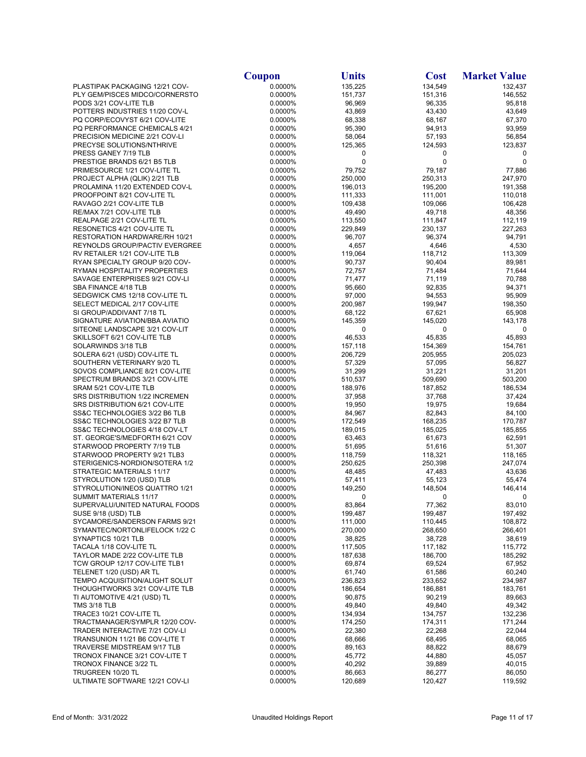| | Coupon | Units | Cost | Market Value |
|---|---|---|---|---|
| PLASTIPAK PACKAGING 12/21 COV- | 0.0000% | 135,225 | 134,549 | 132,437 |
| PLY GEM/PISCES MIDCO/CORNERSTO | 0.0000% | 151,737 | 151,316 | 146,552 |
| PODS 3/21 COV-LITE TLB | 0.0000% | 96,969 | 96,335 | 95,818 |
| POTTERS INDUSTRIES 11/20 COV-L | 0.0000% | 43,869 | 43,430 | 43,649 |
| PQ CORP/ECOVYST 6/21 COV-LITE | 0.0000% | 68,338 | 68,167 | 67,370 |
| PQ PERFORMANCE CHEMICALS 4/21 | 0.0000% | 95,390 | 94,913 | 93,959 |
| PRECISION MEDICINE 2/21 COV-LI | 0.0000% | 58,064 | 57,193 | 56,854 |
| PRECYSE SOLUTIONS/NTHRIVE | 0.0000% | 125,365 | 124,593 | 123,837 |
| PRESS GANEY 7/19 TLB | 0.0000% | 0 | 0 | 0 |
| PRESTIGE BRANDS 6/21 B5 TLB | 0.0000% | 0 | 0 | 0 |
| PRIMESOURCE 1/21 COV-LITE TL | 0.0000% | 79,752 | 79,187 | 77,886 |
| PROJECT ALPHA (QLIK) 2/21 TLB | 0.0000% | 250,000 | 250,313 | 247,970 |
| PROLAMINA 11/20 EXTENDED COV-L | 0.0000% | 196,013 | 195,200 | 191,358 |
| PROOFPOINT 8/21 COV-LITE TL | 0.0000% | 111,333 | 111,001 | 110,018 |
| RAVAGO 2/21 COV-LITE TLB | 0.0000% | 109,438 | 109,066 | 106,428 |
| RE/MAX 7/21 COV-LITE TLB | 0.0000% | 49,490 | 49,718 | 48,356 |
| REALPAGE 2/21 COV-LITE TL | 0.0000% | 113,550 | 111,847 | 112,119 |
| RESONETICS 4/21 COV-LITE TL | 0.0000% | 229,849 | 230,137 | 227,263 |
| RESTORATION HARDWARE/RH 10/21 | 0.0000% | 96,707 | 96,374 | 94,791 |
| REYNOLDS GROUP/PACTIV EVERGREE | 0.0000% | 4,657 | 4,646 | 4,530 |
| RV RETAILER 1/21 COV-LITE TLB | 0.0000% | 119,064 | 118,712 | 113,309 |
| RYAN SPECIALTY GROUP 9/20 COV- | 0.0000% | 90,737 | 90,404 | 89,981 |
| RYMAN HOSPITALITY PROPERTIES | 0.0000% | 72,757 | 71,484 | 71,644 |
| SAVAGE ENTERPRISES 9/21 COV-LI | 0.0000% | 71,477 | 71,119 | 70,788 |
| SBA FINANCE 4/18 TLB | 0.0000% | 95,660 | 92,835 | 94,371 |
| SEDGWICK CMS 12/18 COV-LITE TL | 0.0000% | 97,000 | 94,553 | 95,909 |
| SELECT MEDICAL 2/17 COV-LITE | 0.0000% | 200,987 | 199,947 | 198,350 |
| SI GROUP/ADDIVANT 7/18 TL | 0.0000% | 68,122 | 67,621 | 65,908 |
| SIGNATURE AVIATION/BBA AVIATIO | 0.0000% | 145,359 | 145,020 | 143,178 |
| SITEONE LANDSCAPE 3/21 COV-LIT | 0.0000% | 0 | 0 | 0 |
| SKILLSOFT 6/21 COV-LITE TLB | 0.0000% | 46,533 | 45,835 | 45,893 |
| SOLARWINDS 3/18 TLB | 0.0000% | 157,118 | 154,369 | 154,761 |
| SOLERA 6/21 (USD) COV-LITE TL | 0.0000% | 206,729 | 205,955 | 205,023 |
| SOUTHERN VETERINARY 9/20 TL | 0.0000% | 57,329 | 57,095 | 56,827 |
| SOVOS COMPLIANCE 8/21 COV-LITE | 0.0000% | 31,299 | 31,221 | 31,201 |
| SPECTRUM BRANDS 3/21 COV-LITE | 0.0000% | 510,537 | 509,690 | 503,200 |
| SRAM 5/21 COV-LITE TLB | 0.0000% | 188,976 | 187,852 | 186,534 |
| SRS DISTRIBUTION 1/22 INCREMEN | 0.0000% | 37,958 | 37,768 | 37,424 |
| SRS DISTRIBUTION 6/21 COV-LITE | 0.0000% | 19,950 | 19,975 | 19,684 |
| SS&C TECHNOLOGIES 3/22 B6 TLB | 0.0000% | 84,967 | 82,843 | 84,100 |
| SS&C TECHNOLOGIES 3/22 B7 TLB | 0.0000% | 172,549 | 168,235 | 170,787 |
| SS&C TECHNOLOGIES 4/18 COV-LT | 0.0000% | 189,015 | 185,025 | 185,855 |
| ST. GEORGE'S/MEDFORTH 6/21 COV | 0.0000% | 63,463 | 61,673 | 62,591 |
| STARWOOD PROPERTY 7/19 TLB | 0.0000% | 51,695 | 51,616 | 51,307 |
| STARWOOD PROPERTY 9/21 TLB3 | 0.0000% | 118,759 | 118,321 | 118,165 |
| STERIGENICS-NORDION/SOTERA 1/2 | 0.0000% | 250,625 | 250,398 | 247,074 |
| STRATEGIC MATERIALS 11/17 | 0.0000% | 48,485 | 47,483 | 43,636 |
| STYROLUTION 1/20 (USD) TLB | 0.0000% | 57,411 | 55,123 | 55,474 |
| STYROLUTION/INEOS QUATTRO 1/21 | 0.0000% | 149,250 | 148,504 | 146,414 |
| SUMMIT MATERIALS 11/17 | 0.0000% | 0 | 0 | 0 |
| SUPERVALU/UNITED NATURAL FOODS | 0.0000% | 83,864 | 77,362 | 83,010 |
| SUSE 9/18 (USD) TLB | 0.0000% | 199,487 | 199,487 | 197,492 |
| SYCAMORE/SANDERSON FARMS 9/21 | 0.0000% | 111,000 | 110,445 | 108,872 |
| SYMANTEC/NORTONLIFELOCK 1/22 C | 0.0000% | 270,000 | 268,650 | 266,401 |
| SYNAPTICS 10/21 TLB | 0.0000% | 38,825 | 38,728 | 38,619 |
| TACALA 1/18 COV-LITE TL | 0.0000% | 117,505 | 117,182 | 115,772 |
| TAYLOR MADE 2/22 COV-LITE TLB | 0.0000% | 187,638 | 186,700 | 185,292 |
| TCW GROUP 12/17 COV-LITE TLB1 | 0.0000% | 69,874 | 69,524 | 67,952 |
| TELENET 1/20 (USD) AR TL | 0.0000% | 61,740 | 61,586 | 60,240 |
| TEMPO ACQUISITION/ALIGHT SOLUT | 0.0000% | 236,823 | 233,652 | 234,987 |
| THOUGHTWORKS 3/21 COV-LITE TLB | 0.0000% | 186,654 | 186,881 | 183,761 |
| TI AUTOMOTIVE 4/21 (USD) TL | 0.0000% | 90,875 | 90,219 | 89,663 |
| TMS 3/18 TLB | 0.0000% | 49,840 | 49,840 | 49,342 |
| TRACE3 10/21 COV-LITE TL | 0.0000% | 134,934 | 134,757 | 132,236 |
| TRACTMANAGER/SYMPLR 12/20 COV- | 0.0000% | 174,250 | 174,311 | 171,244 |
| TRADER INTERACTIVE 7/21 COV-LI | 0.0000% | 22,380 | 22,268 | 22,044 |
| TRANSUNION 11/21 B6 COV-LITE T | 0.0000% | 68,666 | 68,495 | 68,065 |
| TRAVERSE MIDSTREAM 9/17 TLB | 0.0000% | 89,163 | 88,822 | 88,679 |
| TRONOX FINANCE 3/21 COV-LITE T | 0.0000% | 45,772 | 44,880 | 45,057 |
| TRONOX FINANCE 3/22 TL | 0.0000% | 40,292 | 39,889 | 40,015 |
| TRUGREEN 10/20 TL | 0.0000% | 86,663 | 86,277 | 86,050 |
| ULTIMATE SOFTWARE 12/21 COV-LI | 0.0000% | 120,689 | 120,427 | 119,592 |

End of Month: 3/31/2022 Unaudited Holdings Report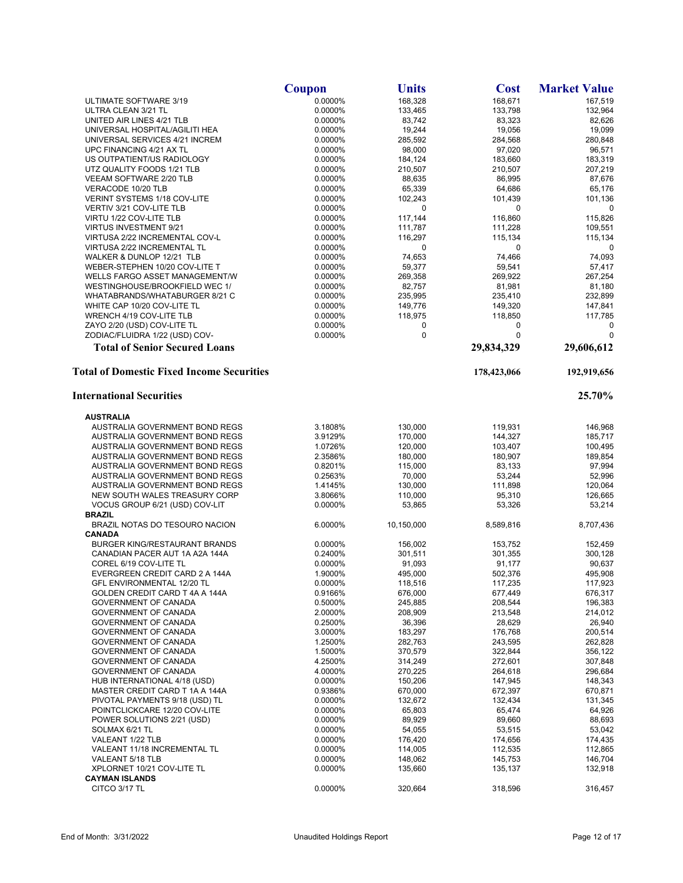| | Coupon | Units | Cost | Market Value |
|---|---|---|---|---|
| ULTIMATE SOFTWARE 3/19 | 0.0000% | 168,328 | 168,671 | 167,519 |
| ULTRA CLEAN 3/21 TL | 0.0000% | 133,465 | 133,798 | 132,964 |
| UNITED AIR LINES 4/21 TLB | 0.0000% | 83,742 | 83,323 | 82,626 |
| UNIVERSAL HOSPITAL/AGILITI HEA | 0.0000% | 19,244 | 19,056 | 19,099 |
| UNIVERSAL SERVICES 4/21 INCREM | 0.0000% | 285,592 | 284,568 | 280,848 |
| UPC FINANCING 4/21 AX TL | 0.0000% | 98,000 | 97,020 | 96,571 |
| US OUTPATIENT/US RADIOLOGY | 0.0000% | 184,124 | 183,660 | 183,319 |
| UTZ QUALITY FOODS 1/21 TLB | 0.0000% | 210,507 | 210,507 | 207,219 |
| VEEAM SOFTWARE 2/20 TLB | 0.0000% | 88,635 | 86,995 | 87,676 |
| VERACODE 10/20 TLB | 0.0000% | 65,339 | 64,686 | 65,176 |
| VERINT SYSTEMS 1/18 COV-LITE | 0.0000% | 102,243 | 101,439 | 101,136 |
| VERTIV 3/21 COV-LITE TLB | 0.0000% | 0 | 0 | 0 |
| VIRTU 1/22 COV-LITE TLB | 0.0000% | 117,144 | 116,860 | 115,826 |
| VIRTUS INVESTMENT 9/21 | 0.0000% | 111,787 | 111,228 | 109,551 |
| VIRTUSA 2/22 INCREMENTAL COV-L | 0.0000% | 116,297 | 115,134 | 115,134 |
| VIRTUSA 2/22 INCREMENTAL TL | 0.0000% | 0 | 0 | 0 |
| WALKER & DUNLOP 12/21 TLB | 0.0000% | 74,653 | 74,466 | 74,093 |
| WEBER-STEPHEN 10/20 COV-LITE T | 0.0000% | 59,377 | 59,541 | 57,417 |
| WELLS FARGO ASSET MANAGEMENT/W | 0.0000% | 269,358 | 269,922 | 267,254 |
| WESTINGHOUSE/BROOKFIELD WEC 1/ | 0.0000% | 82,757 | 81,981 | 81,180 |
| WHATABRANDS/WHATABURGER 8/21 C | 0.0000% | 235,995 | 235,410 | 232,899 |
| WHITE CAP 10/20 COV-LITE TL | 0.0000% | 149,776 | 149,320 | 147,841 |
| WRENCH 4/19 COV-LITE TLB | 0.0000% | 118,975 | 118,850 | 117,785 |
| ZAYO 2/20 (USD) COV-LITE TL | 0.0000% | 0 | 0 | 0 |
| ZODIAC/FLUIDRA 1/22 (USD) COV- | 0.0000% | 0 | 0 | 0 |
| **Total of Senior Secured Loans** | | | **29,834,329** | **29,606,612** |
| **Total of Domestic Fixed Income Securities** | | | **178,423,066** | **192,919,656** |
| **International Securities** | | | | **25.70%** |
| **AUSTRALIA** | | | | |
| AUSTRALIA GOVERNMENT BOND REGS | 3.1808% | 130,000 | 119,931 | 146,968 |
| AUSTRALIA GOVERNMENT BOND REGS | 3.9129% | 170,000 | 144,327 | 185,717 |
| AUSTRALIA GOVERNMENT BOND REGS | 1.0726% | 120,000 | 103,407 | 100,495 |
| AUSTRALIA GOVERNMENT BOND REGS | 2.3586% | 180,000 | 180,907 | 189,854 |
| AUSTRALIA GOVERNMENT BOND REGS | 0.8201% | 115,000 | 83,133 | 97,994 |
| AUSTRALIA GOVERNMENT BOND REGS | 0.2563% | 70,000 | 53,244 | 52,996 |
| AUSTRALIA GOVERNMENT BOND REGS | 1.4145% | 130,000 | 111,898 | 120,064 |
| NEW SOUTH WALES TREASURY CORP | 3.8066% | 110,000 | 95,310 | 126,665 |
| VOCUS GROUP 6/21 (USD) COV-LIT | 0.0000% | 53,865 | 53,326 | 53,214 |
| **BRAZIL** | | | | |
| BRAZIL NOTAS DO TESOURO NACION | 6.0000% | 10,150,000 | 8,589,816 | 8,707,436 |
| **CANADA** | | | | |
| BURGER KING/RESTAURANT BRANDS | 0.0000% | 156,002 | 153,752 | 152,459 |
| CANADIAN PACER AUT 1A A2A 144A | 0.2400% | 301,511 | 301,355 | 300,128 |
| COREL 6/19 COV-LITE TL | 0.0000% | 91,093 | 91,177 | 90,637 |
| EVERGREEN CREDIT CARD 2 A 144A | 1.9000% | 495,000 | 502,376 | 495,908 |
| GFL ENVIRONMENTAL 12/20 TL | 0.0000% | 118,516 | 117,235 | 117,923 |
| GOLDEN CREDIT CARD T 4A A 144A | 0.9166% | 676,000 | 677,449 | 676,317 |
| GOVERNMENT OF CANADA | 0.5000% | 245,885 | 208,544 | 196,383 |
| GOVERNMENT OF CANADA | 2.0000% | 208,909 | 213,548 | 214,012 |
| GOVERNMENT OF CANADA | 0.2500% | 36,396 | 28,629 | 26,940 |
| GOVERNMENT OF CANADA | 3.0000% | 183,297 | 176,768 | 200,514 |
| GOVERNMENT OF CANADA | 1.2500% | 282,763 | 243,595 | 262,828 |
| GOVERNMENT OF CANADA | 1.5000% | 370,579 | 322,844 | 356,122 |
| GOVERNMENT OF CANADA | 4.2500% | 314,249 | 272,601 | 307,848 |
| GOVERNMENT OF CANADA | 4.0000% | 270,225 | 264,618 | 296,684 |
| HUB INTERNATIONAL 4/18 (USD) | 0.0000% | 150,206 | 147,945 | 148,343 |
| MASTER CREDIT CARD T 1A A 144A | 0.9386% | 670,000 | 672,397 | 670,871 |
| PIVOTAL PAYMENTS 9/18 (USD) TL | 0.0000% | 132,672 | 132,434 | 131,345 |
| POINTCLICKCARE 12/20 COV-LITE | 0.0000% | 65,803 | 65,474 | 64,926 |
| POWER SOLUTIONS 2/21 (USD) | 0.0000% | 89,929 | 89,660 | 88,693 |
| SOLMAX 6/21 TL | 0.0000% | 54,055 | 53,515 | 53,042 |
| VALEANT 1/22 TLB | 0.0000% | 176,420 | 174,656 | 174,435 |
| VALEANT 11/18 INCREMENTAL TL | 0.0000% | 114,005 | 112,535 | 112,865 |
| VALEANT 5/18 TLB | 0.0000% | 148,062 | 145,753 | 146,704 |
| XPLORNET 10/21 COV-LITE TL | 0.0000% | 135,660 | 135,137 | 132,918 |
| **CAYMAN ISLANDS** | | | | |
| CITCO 3/17 TL | 0.0000% | 320,664 | 318,596 | 316,457 |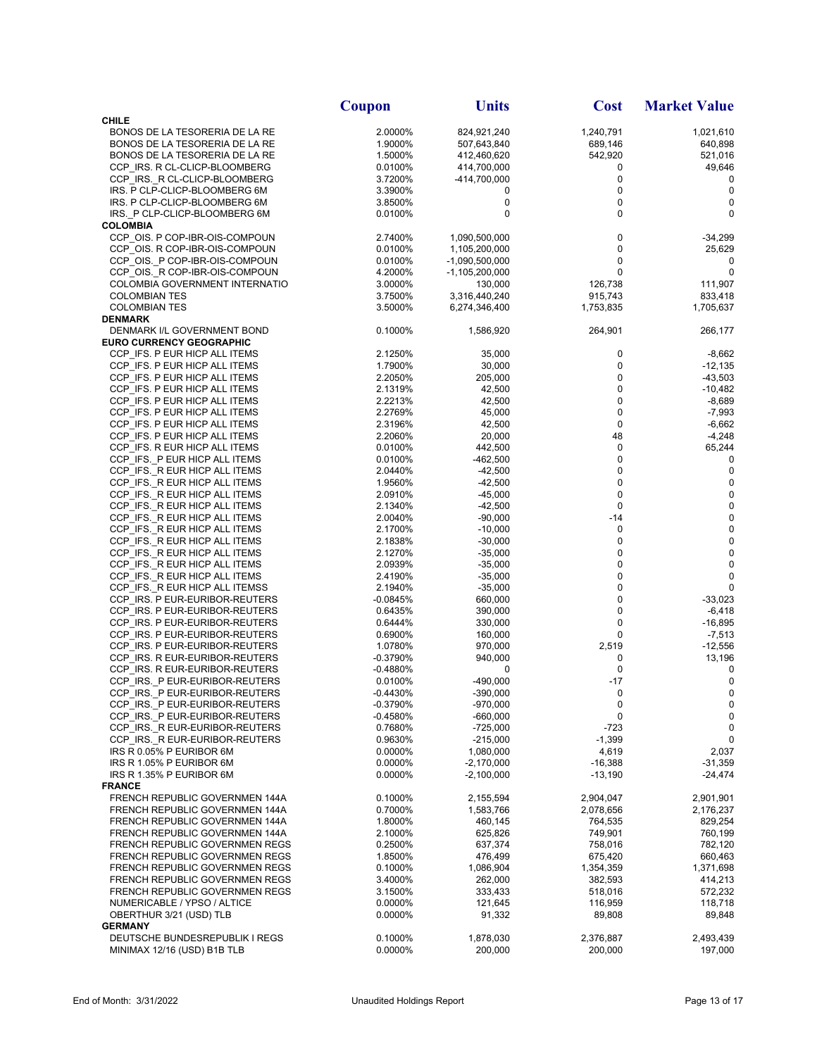| | Coupon | Units | Cost | Market Value |
|---|---|---|---|---|
| **CHILE** | | | | |
| BONOS DE LA TESORERIA DE LA RE | 2.0000% | 824,921,240 | 1,240,791 | 1,021,610 |
| BONOS DE LA TESORERIA DE LA RE | 1.9000% | 507,643,840 | 689,146 | 640,898 |
| BONOS DE LA TESORERIA DE LA RE | 1.5000% | 412,460,620 | 542,920 | 521,016 |
| CCP_IRS. R CL-CLICP-BLOOMBERG | 0.0100% | 414,700,000 | 0 | 49,646 |
| CCP_IRS._R CL-CLICP-BLOOMBERG | 3.7200% | -414,700,000 | 0 | 0 |
| IRS. P CLP-CLICP-BLOOMBERG 6M | 3.3900% | 0 | 0 | 0 |
| IRS. P CLP-CLICP-BLOOMBERG 6M | 3.8500% | 0 | 0 | 0 |
| IRS._P CLP-CLICP-BLOOMBERG 6M | 0.0100% | 0 | 0 | 0 |
| **COLOMBIA** | | | | |
| CCP_OIS. P COP-IBR-OIS-COMPOUN | 2.7400% | 1,090,500,000 | 0 | -34,299 |
| CCP_OIS. R COP-IBR-OIS-COMPOUN | 0.0100% | 1,105,200,000 | 0 | 25,629 |
| CCP_OIS._P COP-IBR-OIS-COMPOUN | 0.0100% | -1,090,500,000 | 0 | 0 |
| CCP_OIS._R COP-IBR-OIS-COMPOUN | 4.2000% | -1,105,200,000 | 0 | 0 |
| COLOMBIA GOVERNMENT INTERNATIO | 3.0000% | 130,000 | 126,738 | 111,907 |
| COLOMBIAN TES | 3.7500% | 3,316,440,240 | 915,743 | 833,418 |
| COLOMBIAN TES | 3.5000% | 6,274,346,400 | 1,753,835 | 1,705,637 |
| **DENMARK** | | | | |
| DENMARK I/L GOVERNMENT BOND | 0.1000% | 1,586,920 | 264,901 | 266,177 |
| **EURO CURRENCY GEOGRAPHIC** | | | | |
| CCP_IFS. P EUR HICP ALL ITEMS | 2.1250% | 35,000 | 0 | -8,662 |
| CCP_IFS. P EUR HICP ALL ITEMS | 1.7900% | 30,000 | 0 | -12,135 |
| CCP_IFS. P EUR HICP ALL ITEMS | 2.2050% | 205,000 | 0 | -43,503 |
| CCP_IFS. P EUR HICP ALL ITEMS | 2.1319% | 42,500 | 0 | -10,482 |
| CCP_IFS. P EUR HICP ALL ITEMS | 2.2213% | 42,500 | 0 | -8,689 |
| CCP_IFS. P EUR HICP ALL ITEMS | 2.2769% | 45,000 | 0 | -7,993 |
| CCP_IFS. P EUR HICP ALL ITEMS | 2.3196% | 42,500 | 0 | -6,662 |
| CCP_IFS. P EUR HICP ALL ITEMS | 2.2060% | 20,000 | 48 | -4,248 |
| CCP_IFS. R EUR HICP ALL ITEMS | 0.0100% | 442,500 | 0 | 65,244 |
| CCP_IFS._P EUR HICP ALL ITEMS | 0.0100% | -462,500 | 0 | 0 |
| CCP_IFS._R EUR HICP ALL ITEMS | 2.0440% | -42,500 | 0 | 0 |
| CCP_IFS._R EUR HICP ALL ITEMS | 1.9560% | -42,500 | 0 | 0 |
| CCP_IFS._R EUR HICP ALL ITEMS | 2.0910% | -45,000 | 0 | 0 |
| CCP_IFS._R EUR HICP ALL ITEMS | 2.1340% | -42,500 | 0 | 0 |
| CCP_IFS._R EUR HICP ALL ITEMS | 2.0040% | -90,000 | -14 | 0 |
| CCP_IFS._R EUR HICP ALL ITEMS | 2.1700% | -10,000 | 0 | 0 |
| CCP_IFS._R EUR HICP ALL ITEMS | 2.1838% | -30,000 | 0 | 0 |
| CCP_IFS._R EUR HICP ALL ITEMS | 2.1270% | -35,000 | 0 | 0 |
| CCP_IFS._R EUR HICP ALL ITEMS | 2.0939% | -35,000 | 0 | 0 |
| CCP_IFS._R EUR HICP ALL ITEMS | 2.4190% | -35,000 | 0 | 0 |
| CCP_IFS._R EUR HICP ALL ITEMSS | 2.1940% | -35,000 | 0 | 0 |
| CCP_IRS. P EUR-EURIBOR-REUTERS | -0.0845% | 660,000 | 0 | -33,023 |
| CCP_IRS. P EUR-EURIBOR-REUTERS | 0.6435% | 390,000 | 0 | -6,418 |
| CCP_IRS. P EUR-EURIBOR-REUTERS | 0.6444% | 330,000 | 0 | -16,895 |
| CCP_IRS. P EUR-EURIBOR-REUTERS | 0.6900% | 160,000 | 0 | -7,513 |
| CCP_IRS. P EUR-EURIBOR-REUTERS | 1.0780% | 970,000 | 2,519 | -12,556 |
| CCP_IRS. R EUR-EURIBOR-REUTERS | -0.3790% | 940,000 | 0 | 13,196 |
| CCP_IRS. R EUR-EURIBOR-REUTERS | -0.4880% | 0 | 0 | 0 |
| CCP_IRS._P EUR-EURIBOR-REUTERS | 0.0100% | -490,000 | -17 | 0 |
| CCP_IRS._P EUR-EURIBOR-REUTERS | -0.4430% | -390,000 | 0 | 0 |
| CCP_IRS._P EUR-EURIBOR-REUTERS | -0.3790% | -970,000 | 0 | 0 |
| CCP_IRS._P EUR-EURIBOR-REUTERS | -0.4580% | -660,000 | 0 | 0 |
| CCP_IRS._R EUR-EURIBOR-REUTERS | 0.7680% | -725,000 | -723 | 0 |
| CCP_IRS._R EUR-EURIBOR-REUTERS | 0.9630% | -215,000 | -1,399 | 0 |
| IRS R 0.05% P EURIBOR 6M | 0.0000% | 1,080,000 | 4,619 | 2,037 |
| IRS R 1.05% P EURIBOR 6M | 0.0000% | -2,170,000 | -16,388 | -31,359 |
| IRS R 1.35% P EURIBOR 6M | 0.0000% | -2,100,000 | -13,190 | -24,474 |
| **FRANCE** | | | | |
| FRENCH REPUBLIC GOVERNMEN 144A | 0.1000% | 2,155,594 | 2,904,047 | 2,901,901 |
| FRENCH REPUBLIC GOVERNMEN 144A | 0.7000% | 1,583,766 | 2,078,656 | 2,176,237 |
| FRENCH REPUBLIC GOVERNMEN 144A | 1.8000% | 460,145 | 764,535 | 829,254 |
| FRENCH REPUBLIC GOVERNMEN 144A | 2.1000% | 625,826 | 749,901 | 760,199 |
| FRENCH REPUBLIC GOVERNMEN REGS | 0.2500% | 637,374 | 758,016 | 782,120 |
| FRENCH REPUBLIC GOVERNMEN REGS | 1.8500% | 476,499 | 675,420 | 660,463 |
| FRENCH REPUBLIC GOVERNMEN REGS | 0.1000% | 1,086,904 | 1,354,359 | 1,371,698 |
| FRENCH REPUBLIC GOVERNMEN REGS | 3.4000% | 262,000 | 382,593 | 414,213 |
| FRENCH REPUBLIC GOVERNMEN REGS | 3.1500% | 333,433 | 518,016 | 572,232 |
| NUMERICABLE / YPSO / ALTICE | 0.0000% | 121,645 | 116,959 | 118,718 |
| OBERTHUR 3/21 (USD) TLB | 0.0000% | 91,332 | 89,808 | 89,848 |
| **GERMANY** | | | | |
| DEUTSCHE BUNDESREPUBLIK I REGS | 0.1000% | 1,878,030 | 2,376,887 | 2,493,439 |
| MINIMAX 12/16 (USD) B1B TLB | 0.0000% | 200,000 | 200,000 | 197,000 |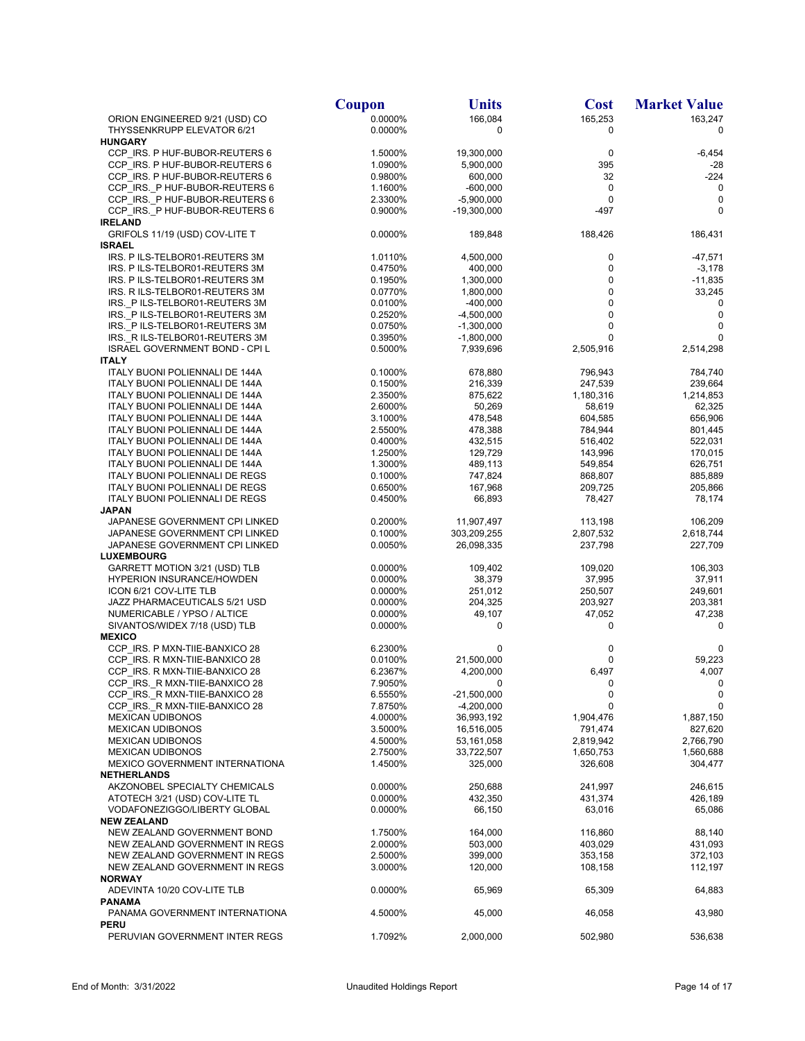| | Coupon | Units | Cost | Market Value |
|---|---|---|---|---|
| ORION ENGINEERED 9/21 (USD) CO | 0.0000% | 166,084 | 165,253 | 163,247 |
| THYSSENKRUPP ELEVATOR 6/21 | 0.0000% | 0 | 0 | 0 |
| **HUNGARY** | | | | |
| CCP_IRS. P HUF-BUBOR-REUTERS 6 | 1.5000% | 19,300,000 | 0 | -6,454 |
| CCP_IRS. P HUF-BUBOR-REUTERS 6 | 1.0900% | 5,900,000 | 395 | -28 |
| CCP_IRS. P HUF-BUBOR-REUTERS 6 | 0.9800% | 600,000 | 32 | -224 |
| CCP_IRS._P HUF-BUBOR-REUTERS 6 | 1.1600% | -600,000 | 0 | 0 |
| CCP_IRS._P HUF-BUBOR-REUTERS 6 | 2.3300% | -5,900,000 | 0 | 0 |
| CCP_IRS._P HUF-BUBOR-REUTERS 6 | 0.9000% | -19,300,000 | -497 | 0 |
| **IRELAND** | | | | |
| GRIFOLS 11/19 (USD) COV-LITE T | 0.0000% | 189,848 | 188,426 | 186,431 |
| **ISRAEL** | | | | |
| IRS. P ILS-TELBOR01-REUTERS 3M | 1.0110% | 4,500,000 | 0 | -47,571 |
| IRS. P ILS-TELBOR01-REUTERS 3M | 0.4750% | 400,000 | 0 | -3,178 |
| IRS. P ILS-TELBOR01-REUTERS 3M | 0.1950% | 1,300,000 | 0 | -11,835 |
| IRS. R ILS-TELBOR01-REUTERS 3M | 0.0770% | 1,800,000 | 0 | 33,245 |
| IRS._P ILS-TELBOR01-REUTERS 3M | 0.0100% | -400,000 | 0 | 0 |
| IRS._P ILS-TELBOR01-REUTERS 3M | 0.2520% | -4,500,000 | 0 | 0 |
| IRS._P ILS-TELBOR01-REUTERS 3M | 0.0750% | -1,300,000 | 0 | 0 |
| IRS._R ILS-TELBOR01-REUTERS 3M | 0.3950% | -1,800,000 | 0 | 0 |
| ISRAEL GOVERNMENT BOND - CPI L | 0.5000% | 7,939,696 | 2,505,916 | 2,514,298 |
| **ITALY** | | | | |
| ITALY BUONI POLIENNALI DE 144A | 0.1000% | 678,880 | 796,943 | 784,740 |
| ITALY BUONI POLIENNALI DE 144A | 0.1500% | 216,339 | 247,539 | 239,664 |
| ITALY BUONI POLIENNALI DE 144A | 2.3500% | 875,622 | 1,180,316 | 1,214,853 |
| ITALY BUONI POLIENNALI DE 144A | 2.6000% | 50,269 | 58,619 | 62,325 |
| ITALY BUONI POLIENNALI DE 144A | 3.1000% | 478,548 | 604,585 | 656,906 |
| ITALY BUONI POLIENNALI DE 144A | 2.5500% | 478,388 | 784,944 | 801,445 |
| ITALY BUONI POLIENNALI DE 144A | 0.4000% | 432,515 | 516,402 | 522,031 |
| ITALY BUONI POLIENNALI DE 144A | 1.2500% | 129,729 | 143,996 | 170,015 |
| ITALY BUONI POLIENNALI DE 144A | 1.3000% | 489,113 | 549,854 | 626,751 |
| ITALY BUONI POLIENNALI DE REGS | 0.1000% | 747,824 | 868,807 | 885,889 |
| ITALY BUONI POLIENNALI DE REGS | 0.6500% | 167,968 | 209,725 | 205,866 |
| ITALY BUONI POLIENNALI DE REGS | 0.4500% | 66,893 | 78,427 | 78,174 |
| **JAPAN** | | | | |
| JAPANESE GOVERNMENT CPI LINKED | 0.2000% | 11,907,497 | 113,198 | 106,209 |
| JAPANESE GOVERNMENT CPI LINKED | 0.1000% | 303,209,255 | 2,807,532 | 2,618,744 |
| JAPANESE GOVERNMENT CPI LINKED | 0.0050% | 26,098,335 | 237,798 | 227,709 |
| **LUXEMBOURG** | | | | |
| GARRETT MOTION 3/21 (USD) TLB | 0.0000% | 109,402 | 109,020 | 106,303 |
| HYPERION INSURANCE/HOWDEN | 0.0000% | 38,379 | 37,995 | 37,911 |
| ICON 6/21 COV-LITE TLB | 0.0000% | 251,012 | 250,507 | 249,601 |
| JAZZ PHARMACEUTICALS 5/21 USD | 0.0000% | 204,325 | 203,927 | 203,381 |
| NUMERICABLE / YPSO / ALTICE | 0.0000% | 49,107 | 47,052 | 47,238 |
| SIVANTOS/WIDEX 7/18 (USD) TLB | 0.0000% | 0 | 0 | 0 |
| **MEXICO** | | | | |
| CCP_IRS. P MXN-TIIE-BANXICO 28 | 6.2300% | 0 | 0 | 0 |
| CCP_IRS. R MXN-TIIE-BANXICO 28 | 0.0100% | 21,500,000 | 0 | 59,223 |
| CCP_IRS. R MXN-TIIE-BANXICO 28 | 6.2367% | 4,200,000 | 6,497 | 4,007 |
| CCP_IRS._R MXN-TIIE-BANXICO 28 | 7.9050% | 0 | 0 | 0 |
| CCP_IRS._R MXN-TIIE-BANXICO 28 | 6.5550% | -21,500,000 | 0 | 0 |
| CCP_IRS._R MXN-TIIE-BANXICO 28 | 7.8750% | -4,200,000 | 0 | 0 |
| MEXICAN UDIBONOS | 4.0000% | 36,993,192 | 1,904,476 | 1,887,150 |
| MEXICAN UDIBONOS | 3.5000% | 16,516,005 | 791,474 | 827,620 |
| MEXICAN UDIBONOS | 4.5000% | 53,161,058 | 2,819,942 | 2,766,790 |
| MEXICAN UDIBONOS | 2.7500% | 33,722,507 | 1,650,753 | 1,560,688 |
| MEXICO GOVERNMENT INTERNATIONA | 1.4500% | 325,000 | 326,608 | 304,477 |
| **NETHERLANDS** | | | | |
| AKZONOBEL SPECIALTY CHEMICALS | 0.0000% | 250,688 | 241,997 | 246,615 |
| ATOTECH 3/21 (USD) COV-LITE TL | 0.0000% | 432,350 | 431,374 | 426,189 |
| VODAFONEZIGGO/LIBERTY GLOBAL | 0.0000% | 66,150 | 63,016 | 65,086 |
| **NEW ZEALAND** | | | | |
| NEW ZEALAND GOVERNMENT BOND | 1.7500% | 164,000 | 116,860 | 88,140 |
| NEW ZEALAND GOVERNMENT IN REGS | 2.0000% | 503,000 | 403,029 | 431,093 |
| NEW ZEALAND GOVERNMENT IN REGS | 2.5000% | 399,000 | 353,158 | 372,103 |
| NEW ZEALAND GOVERNMENT IN REGS | 3.0000% | 120,000 | 108,158 | 112,197 |
| **NORWAY** | | | | |
| ADEVINTA 10/20 COV-LITE TLB | 0.0000% | 65,969 | 65,309 | 64,883 |
| **PANAMA** | | | | |
| PANAMA GOVERNMENT INTERNATIONA | 4.5000% | 45,000 | 46,058 | 43,980 |
| **PERU** | | | | |
| PERUVIAN GOVERNMENT INTER REGS | 1.7092% | 2,000,000 | 502,980 | 536,638 |

End of Month: 3/31/2022 — Unaudited Holdings Report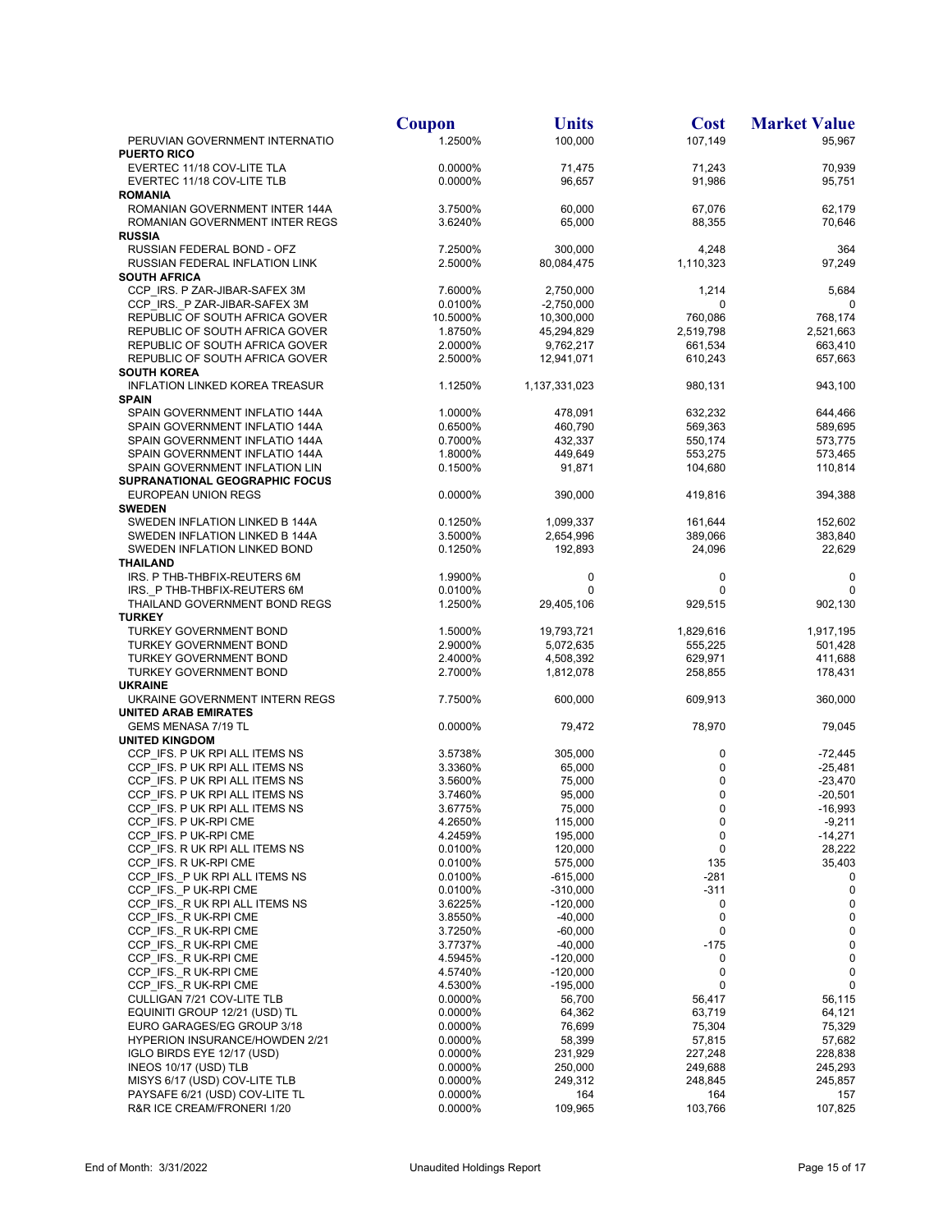| | Coupon | Units | Cost | Market Value |
|---|---|---|---|---|
| PERUVIAN GOVERNMENT INTERNATIO | 1.2500% | 100,000 | 107,149 | 95,967 |
| **PUERTO RICO** | | | | |
| EVERTEC 11/18 COV-LITE TLA | 0.0000% | 71,475 | 71,243 | 70,939 |
| EVERTEC 11/18 COV-LITE TLB | 0.0000% | 96,657 | 91,986 | 95,751 |
| **ROMANIA** | | | | |
| ROMANIAN GOVERNMENT INTER 144A | 3.7500% | 60,000 | 67,076 | 62,179 |
| ROMANIAN GOVERNMENT INTER REGS | 3.6240% | 65,000 | 88,355 | 70,646 |
| **RUSSIA** | | | | |
| RUSSIAN FEDERAL BOND - OFZ | 7.2500% | 300,000 | 4,248 | 364 |
| RUSSIAN FEDERAL INFLATION LINK | 2.5000% | 80,084,475 | 1,110,323 | 97,249 |
| **SOUTH AFRICA** | | | | |
| CCP_IRS. P ZAR-JIBAR-SAFEX 3M | 7.6000% | 2,750,000 | 1,214 | 5,684 |
| CCP_IRS._P ZAR-JIBAR-SAFEX 3M | 0.0100% | -2,750,000 | 0 | 0 |
| REPUBLIC OF SOUTH AFRICA GOVER | 10.5000% | 10,300,000 | 760,086 | 768,174 |
| REPUBLIC OF SOUTH AFRICA GOVER | 1.8750% | 45,294,829 | 2,519,798 | 2,521,663 |
| REPUBLIC OF SOUTH AFRICA GOVER | 2.0000% | 9,762,217 | 661,534 | 663,410 |
| REPUBLIC OF SOUTH AFRICA GOVER | 2.5000% | 12,941,071 | 610,243 | 657,663 |
| **SOUTH KOREA** | | | | |
| INFLATION LINKED KOREA TREASUR | 1.1250% | 1,137,331,023 | 980,131 | 943,100 |
| **SPAIN** | | | | |
| SPAIN GOVERNMENT INFLATIO 144A | 1.0000% | 478,091 | 632,232 | 644,466 |
| SPAIN GOVERNMENT INFLATIO 144A | 0.6500% | 460,790 | 569,363 | 589,695 |
| SPAIN GOVERNMENT INFLATIO 144A | 0.7000% | 432,337 | 550,174 | 573,775 |
| SPAIN GOVERNMENT INFLATIO 144A | 1.8000% | 449,649 | 553,275 | 573,465 |
| SPAIN GOVERNMENT INFLATION LIN | 0.1500% | 91,871 | 104,680 | 110,814 |
| **SUPRANATIONAL GEOGRAPHIC FOCUS** | | | | |
| EUROPEAN UNION REGS | 0.0000% | 390,000 | 419,816 | 394,388 |
| **SWEDEN** | | | | |
| SWEDEN INFLATION LINKED B 144A | 0.1250% | 1,099,337 | 161,644 | 152,602 |
| SWEDEN INFLATION LINKED B 144A | 3.5000% | 2,654,996 | 389,066 | 383,840 |
| SWEDEN INFLATION LINKED BOND | 0.1250% | 192,893 | 24,096 | 22,629 |
| **THAILAND** | | | | |
| IRS. P THB-THBFIX-REUTERS 6M | 1.9900% | 0 | 0 | 0 |
| IRS._P THB-THBFIX-REUTERS 6M | 0.0100% | 0 | 0 | 0 |
| THAILAND GOVERNMENT BOND REGS | 1.2500% | 29,405,106 | 929,515 | 902,130 |
| **TURKEY** | | | | |
| TURKEY GOVERNMENT BOND | 1.5000% | 19,793,721 | 1,829,616 | 1,917,195 |
| TURKEY GOVERNMENT BOND | 2.9000% | 5,072,635 | 555,225 | 501,428 |
| TURKEY GOVERNMENT BOND | 2.4000% | 4,508,392 | 629,971 | 411,688 |
| TURKEY GOVERNMENT BOND | 2.7000% | 1,812,078 | 258,855 | 178,431 |
| **UKRAINE** | | | | |
| UKRAINE GOVERNMENT INTERN REGS | 7.7500% | 600,000 | 609,913 | 360,000 |
| **UNITED ARAB EMIRATES** | | | | |
| GEMS MENASA 7/19 TL | 0.0000% | 79,472 | 78,970 | 79,045 |
| **UNITED KINGDOM** | | | | |
| CCP_IFS. P UK RPI ALL ITEMS NS | 3.5738% | 305,000 | 0 | -72,445 |
| CCP_IFS. P UK RPI ALL ITEMS NS | 3.3360% | 65,000 | 0 | -25,481 |
| CCP_IFS. P UK RPI ALL ITEMS NS | 3.5600% | 75,000 | 0 | -23,470 |
| CCP_IFS. P UK RPI ALL ITEMS NS | 3.7460% | 95,000 | 0 | -20,501 |
| CCP_IFS. P UK RPI ALL ITEMS NS | 3.6775% | 75,000 | 0 | -16,993 |
| CCP_IFS. P UK-RPI CME | 4.2650% | 115,000 | 0 | -9,211 |
| CCP_IFS. P UK-RPI CME | 4.2459% | 195,000 | 0 | -14,271 |
| CCP_IFS. R UK RPI ALL ITEMS NS | 0.0100% | 120,000 | 0 | 28,222 |
| CCP_IFS. R UK-RPI CME | 0.0100% | 575,000 | 135 | 35,403 |
| CCP_IFS._P UK RPI ALL ITEMS NS | 0.0100% | -615,000 | -281 | 0 |
| CCP_IFS._P UK-RPI CME | 0.0100% | -310,000 | -311 | 0 |
| CCP_IFS._R UK RPI ALL ITEMS NS | 3.6225% | -120,000 | 0 | 0 |
| CCP_IFS._R UK-RPI CME | 3.8550% | -40,000 | 0 | 0 |
| CCP_IFS._R UK-RPI CME | 3.7250% | -60,000 | 0 | 0 |
| CCP_IFS._R UK-RPI CME | 3.7737% | -40,000 | -175 | 0 |
| CCP_IFS._R UK-RPI CME | 4.5945% | -120,000 | 0 | 0 |
| CCP_IFS._R UK-RPI CME | 4.5740% | -120,000 | 0 | 0 |
| CCP_IFS._R UK-RPI CME | 4.5300% | -195,000 | 0 | 0 |
| CULLIGAN 7/21 COV-LITE TLB | 0.0000% | 56,700 | 56,417 | 56,115 |
| EQUINITI GROUP 12/21 (USD) TL | 0.0000% | 64,362 | 63,719 | 64,121 |
| EURO GARAGES/EG GROUP 3/18 | 0.0000% | 76,699 | 75,304 | 75,329 |
| HYPERION INSURANCE/HOWDEN 2/21 | 0.0000% | 58,399 | 57,815 | 57,682 |
| IGLO BIRDS EYE 12/17 (USD) | 0.0000% | 231,929 | 227,248 | 228,838 |
| INEOS 10/17 (USD) TLB | 0.0000% | 250,000 | 249,688 | 245,293 |
| MISYS 6/17 (USD) COV-LITE TLB | 0.0000% | 249,312 | 248,845 | 245,857 |
| PAYSAFE 6/21 (USD) COV-LITE TL | 0.0000% | 164 | 164 | 157 |
| R&R ICE CREAM/FRONERI 1/20 | 0.0000% | 109,965 | 103,766 | 107,825 |

End of Month: 3/31/2022 Unaudited Holdings Report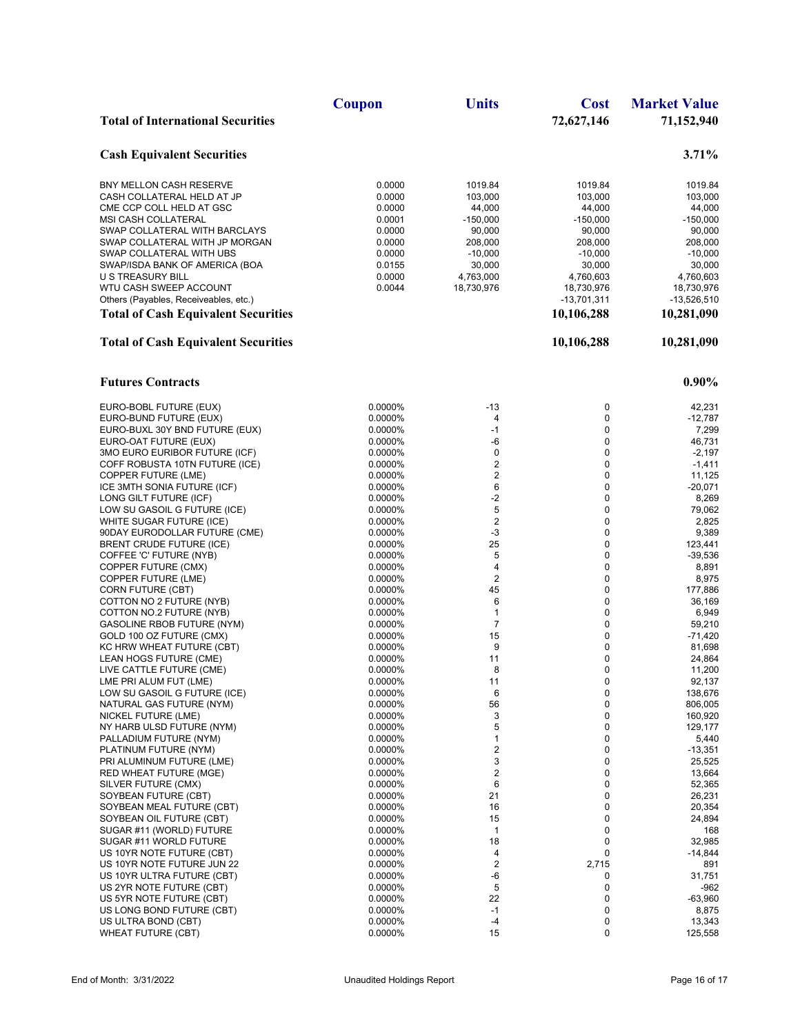| | Coupon | Units | Cost | Market Value |
|---|---|---|---|---|
| **Total of International Securities** | | | **72,627,146** | **71,152,940** |

**Cash Equivalent Securities** **3.71%**

| | Coupon | Units | Cost | Market Value |
|---|---|---|---|---|
| BNY MELLON CASH RESERVE | 0.0000 | 1019.84 | 1019.84 | 1019.84 |
| CASH COLLATERAL HELD AT JP | 0.0000 | 103,000 | 103,000 | 103,000 |
| CME CCP COLL HELD AT GSC | 0.0000 | 44,000 | 44,000 | 44,000 |
| MSI CASH COLLATERAL | 0.0001 | -150,000 | -150,000 | -150,000 |
| SWAP COLLATERAL WITH BARCLAYS | 0.0000 | 90,000 | 90,000 | 90,000 |
| SWAP COLLATERAL WITH JP MORGAN | 0.0000 | 208,000 | 208,000 | 208,000 |
| SWAP COLLATERAL WITH UBS | 0.0000 | -10,000 | -10,000 | -10,000 |
| SWAP/ISDA BANK OF AMERICA (BOA | 0.0155 | 30,000 | 30,000 | 30,000 |
| U S TREASURY BILL | 0.0000 | 4,763,000 | 4,760,603 | 4,760,603 |
| WTU CASH SWEEP ACCOUNT | 0.0044 | 18,730,976 | 18,730,976 | 18,730,976 |
| Others (Payables, Receiveables, etc.) | | | -13,701,311 | -13,526,510 |
| **Total of Cash Equivalent Securities** | | | **10,106,288** | **10,281,090** |
| **Total of Cash Equivalent Securities** | | | **10,106,288** | **10,281,090** |

**Futures Contracts** **0.90%**

| | Coupon | Units | Cost | Market Value |
|---|---|---|---|---|
| EURO-BOBL FUTURE (EUX) | 0.0000% | -13 | 0 | 42,231 |
| EURO-BUND FUTURE (EUX) | 0.0000% | 4 | 0 | -12,787 |
| EURO-BUXL 30Y BND FUTURE (EUX) | 0.0000% | -1 | 0 | 7,299 |
| EURO-OAT FUTURE (EUX) | 0.0000% | -6 | 0 | 46,731 |
| 3MO EURO EURIBOR FUTURE (ICF) | 0.0000% | 0 | 0 | -2,197 |
| COFF ROBUSTA 10TN FUTURE (ICE) | 0.0000% | 2 | 0 | -1,411 |
| COPPER FUTURE (LME) | 0.0000% | 2 | 0 | 11,125 |
| ICE 3MTH SONIA FUTURE (ICF) | 0.0000% | 6 | 0 | -20,071 |
| LONG GILT FUTURE (ICF) | 0.0000% | -2 | 0 | 8,269 |
| LOW SU GASOIL G FUTURE (ICE) | 0.0000% | 5 | 0 | 79,062 |
| WHITE SUGAR FUTURE (ICE) | 0.0000% | 2 | 0 | 2,825 |
| 90DAY EURODOLLAR FUTURE (CME) | 0.0000% | -3 | 0 | 9,389 |
| BRENT CRUDE FUTURE (ICE) | 0.0000% | 25 | 0 | 123,441 |
| COFFEE 'C' FUTURE (NYB) | 0.0000% | 5 | 0 | -39,536 |
| COPPER FUTURE (CMX) | 0.0000% | 4 | 0 | 8,891 |
| COPPER FUTURE (LME) | 0.0000% | 2 | 0 | 8,975 |
| CORN FUTURE (CBT) | 0.0000% | 45 | 0 | 177,886 |
| COTTON NO 2 FUTURE (NYB) | 0.0000% | 6 | 0 | 36,169 |
| COTTON NO.2 FUTURE (NYB) | 0.0000% | 1 | 0 | 6,949 |
| GASOLINE RBOB FUTURE (NYM) | 0.0000% | 7 | 0 | 59,210 |
| GOLD 100 OZ FUTURE (CMX) | 0.0000% | 15 | 0 | -71,420 |
| KC HRW WHEAT FUTURE (CBT) | 0.0000% | 9 | 0 | 81,698 |
| LEAN HOGS FUTURE (CME) | 0.0000% | 11 | 0 | 24,864 |
| LIVE CATTLE FUTURE (CME) | 0.0000% | 8 | 0 | 11,200 |
| LME PRI ALUM FUT (LME) | 0.0000% | 11 | 0 | 92,137 |
| LOW SU GASOIL G FUTURE (ICE) | 0.0000% | 6 | 0 | 138,676 |
| NATURAL GAS FUTURE (NYM) | 0.0000% | 56 | 0 | 806,005 |
| NICKEL FUTURE (LME) | 0.0000% | 3 | 0 | 160,920 |
| NY HARB ULSD FUTURE (NYM) | 0.0000% | 5 | 0 | 129,177 |
| PALLADIUM FUTURE (NYM) | 0.0000% | 1 | 0 | 5,440 |
| PLATINUM FUTURE (NYM) | 0.0000% | 2 | 0 | -13,351 |
| PRI ALUMINUM FUTURE (LME) | 0.0000% | 3 | 0 | 25,525 |
| RED WHEAT FUTURE (MGE) | 0.0000% | 2 | 0 | 13,664 |
| SILVER FUTURE (CMX) | 0.0000% | 6 | 0 | 52,365 |
| SOYBEAN FUTURE (CBT) | 0.0000% | 21 | 0 | 26,231 |
| SOYBEAN MEAL FUTURE (CBT) | 0.0000% | 16 | 0 | 20,354 |
| SOYBEAN OIL FUTURE (CBT) | 0.0000% | 15 | 0 | 24,894 |
| SUGAR #11 (WORLD) FUTURE | 0.0000% | 1 | 0 | 168 |
| SUGAR #11 WORLD FUTURE | 0.0000% | 18 | 0 | 32,985 |
| US 10YR NOTE FUTURE (CBT) | 0.0000% | 4 | 0 | -14,844 |
| US 10YR NOTE FUTURE JUN 22 | 0.0000% | 2 | 2,715 | 891 |
| US 10YR ULTRA FUTURE (CBT) | 0.0000% | -6 | 0 | 31,751 |
| US 2YR NOTE FUTURE (CBT) | 0.0000% | 5 | 0 | -962 |
| US 5YR NOTE FUTURE (CBT) | 0.0000% | 22 | 0 | -63,960 |
| US LONG BOND FUTURE (CBT) | 0.0000% | -1 | 0 | 8,875 |
| US ULTRA BOND (CBT) | 0.0000% | -4 | 0 | 13,343 |
| WHEAT FUTURE (CBT) | 0.0000% | 15 | 0 | 125,558 |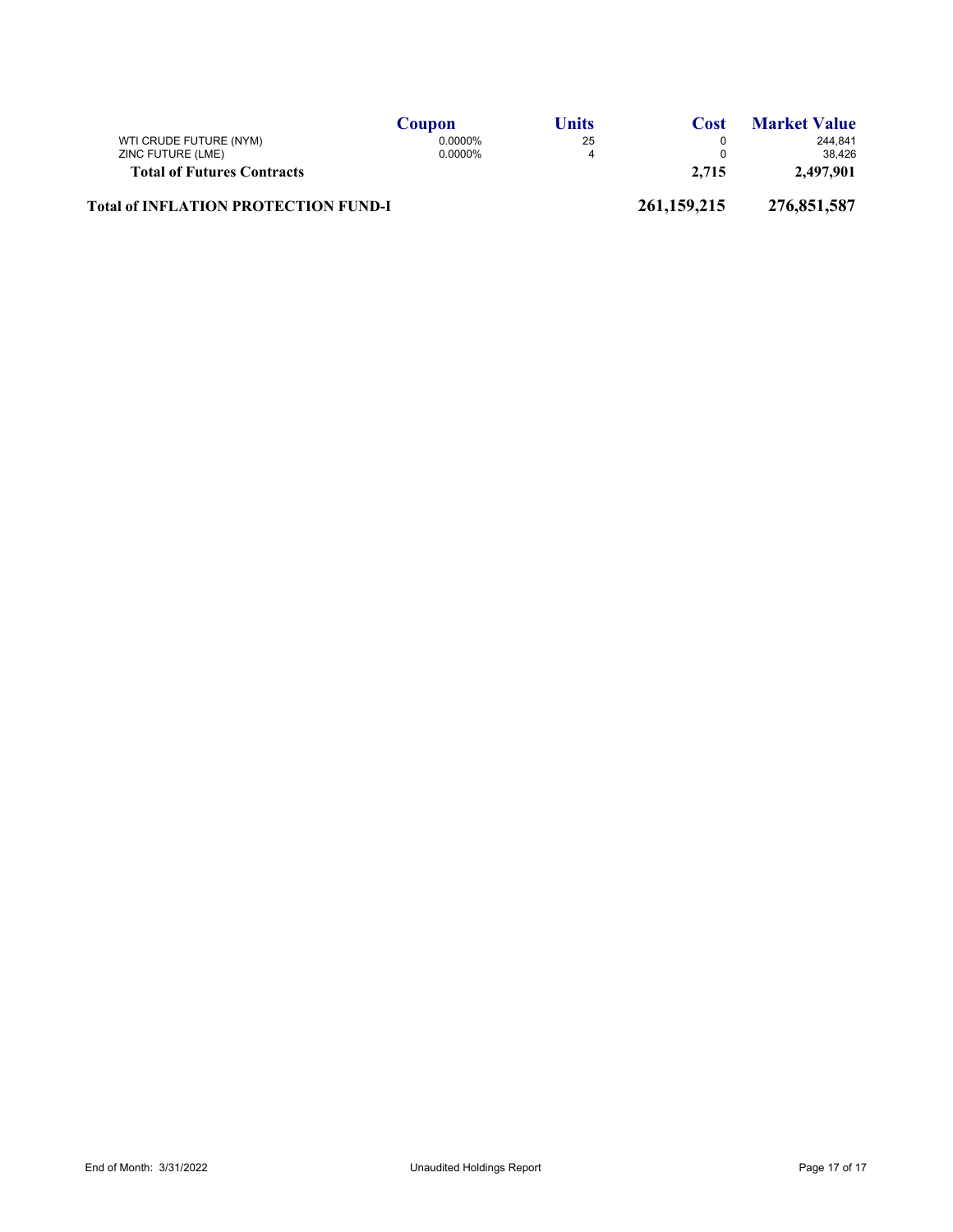| | Coupon | Units | Cost | Market Value |
|---|---|---|---|---|
| WTI CRUDE FUTURE (NYM) | 0.0000% | 25 | 0 | 244,841 |
| ZINC FUTURE (LME) | 0.0000% | 4 | 0 | 38,426 |
| **Total of Futures Contracts** | | | **2,715** | **2,497,901** |
| **Total of INFLATION PROTECTION FUND-I** | | | **261,159,215** | **276,851,587** |

End of Month: 3/31/2022

Unaudited Holdings Report